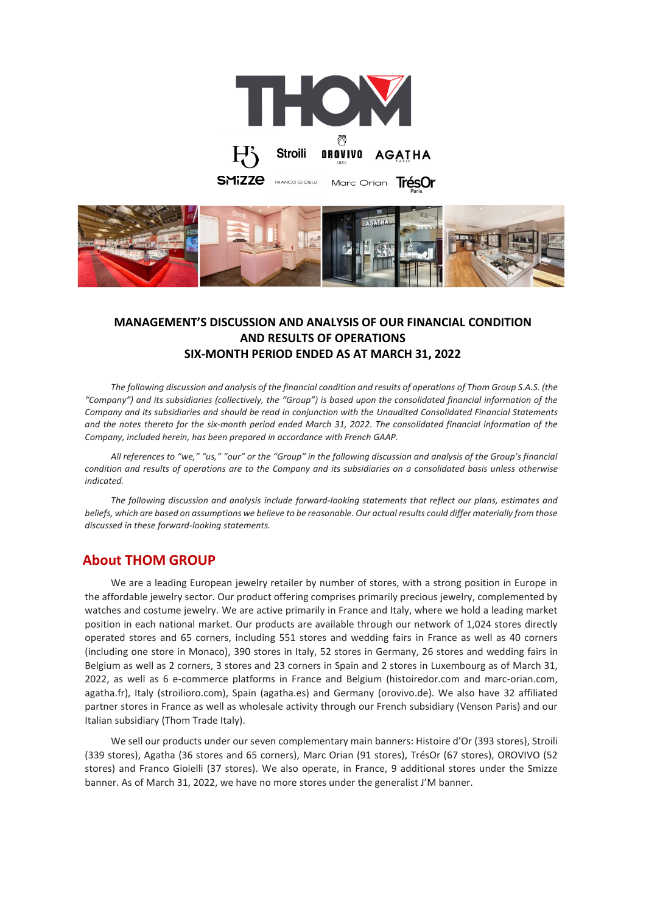# MANAGEMENT'S DISCUSSION AND ANALYSIS OF OUR FINANCIAL CONDITION AND RESULTS OF OPERATIONS
# SIX-MONTH PERIOD ENDED AS AT MARCH 31, 2022

*The following discussion and analysis of the financial condition and results of operations of Thom Group S.A.S. (the "Company") and its subsidiaries (collectively, the "Group") is based upon the consolidated financial information of the Company and its subsidiaries and should be read in conjunction with the Unaudited Consolidated Financial Statements and the notes thereto for the six-month period ended March 31, 2022. The consolidated financial information of the Company, included herein, has been prepared in accordance with French GAAP.*

*All references to "we," "us," "our" or the "Group" in the following discussion and analysis of the Group's financial condition and results of operations are to the Company and its subsidiaries on a consolidated basis unless otherwise indicated.*

*The following discussion and analysis include forward-looking statements that reflect our plans, estimates and beliefs, which are based on assumptions we believe to be reasonable. Our actual results could differ materially from those discussed in these forward-looking statements.*

## About THOM GROUP

We are a leading European jewelry retailer by number of stores, with a strong position in Europe in the affordable jewelry sector. Our product offering comprises primarily precious jewelry, complemented by watches and costume jewelry. We are active primarily in France and Italy, where we hold a leading market position in each national market. Our products are available through our network of 1,024 stores directly operated stores and 65 corners, including 551 stores and wedding fairs in France as well as 40 corners (including one store in Monaco), 390 stores in Italy, 52 stores in Germany, 26 stores and wedding fairs in Belgium as well as 2 corners, 3 stores and 23 corners in Spain and 2 stores in Luxembourg as of March 31, 2022, as well as 6 e-commerce platforms in France and Belgium (histoiredor.com and marc-orian.com, agatha.fr), Italy (stroilioro.com), Spain (agatha.es) and Germany (orovivo.de). We also have 32 affiliated partner stores in France as well as wholesale activity through our French subsidiary (Venson Paris) and our Italian subsidiary (Thom Trade Italy).

We sell our products under our seven complementary main banners: Histoire d'Or (393 stores), Stroili (339 stores), Agatha (36 stores and 65 corners), Marc Orian (91 stores), TrésOr (67 stores), OROVIVO (52 stores) and Franco Gioielli (37 stores). We also operate, in France, 9 additional stores under the Smizze banner. As of March 31, 2022, we have no more stores under the generalist J'M banner.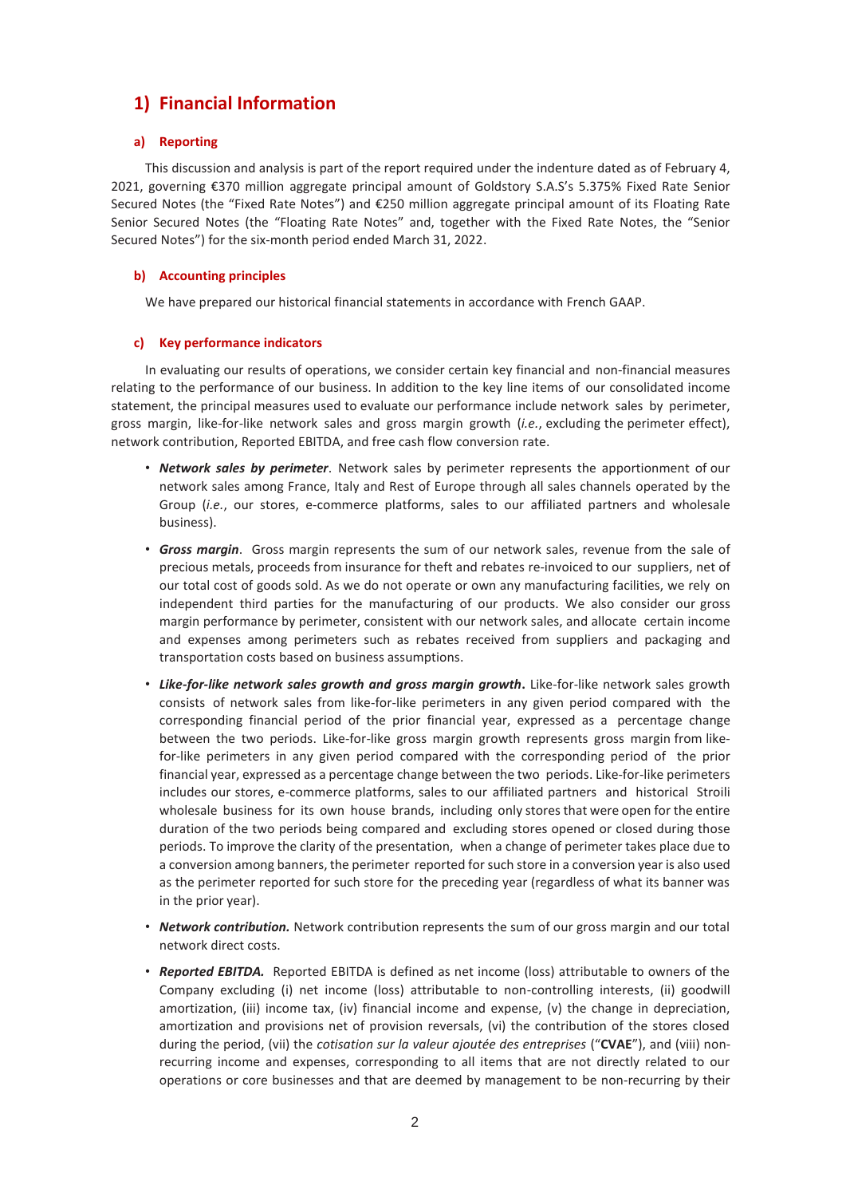# 1) Financial Information

## a) Reporting

This discussion and analysis is part of the report required under the indenture dated as of February 4, 2021, governing €370 million aggregate principal amount of Goldstory S.A.S's 5.375% Fixed Rate Senior Secured Notes (the "Fixed Rate Notes") and €250 million aggregate principal amount of its Floating Rate Senior Secured Notes (the "Floating Rate Notes" and, together with the Fixed Rate Notes, the "Senior Secured Notes") for the six-month period ended March 31, 2022.

## b) Accounting principles

We have prepared our historical financial statements in accordance with French GAAP.

## c) Key performance indicators

In evaluating our results of operations, we consider certain key financial and non-financial measures relating to the performance of our business. In addition to the key line items of our consolidated income statement, the principal measures used to evaluate our performance include network sales by perimeter, gross margin, like-for-like network sales and gross margin growth (*i.e.*, excluding the perimeter effect), network contribution, Reported EBITDA, and free cash flow conversion rate.

- ***Network sales by perimeter***. Network sales by perimeter represents the apportionment of our network sales among France, Italy and Rest of Europe through all sales channels operated by the Group (*i.e.*, our stores, e-commerce platforms, sales to our affiliated partners and wholesale business).
- ***Gross margin***. Gross margin represents the sum of our network sales, revenue from the sale of precious metals, proceeds from insurance for theft and rebates re-invoiced to our suppliers, net of our total cost of goods sold. As we do not operate or own any manufacturing facilities, we rely on independent third parties for the manufacturing of our products. We also consider our gross margin performance by perimeter, consistent with our network sales, and allocate certain income and expenses among perimeters such as rebates received from suppliers and packaging and transportation costs based on business assumptions.
- ***Like-for-like network sales growth and gross margin growth***. Like-for-like network sales growth consists of network sales from like-for-like perimeters in any given period compared with the corresponding financial period of the prior financial year, expressed as a percentage change between the two periods. Like-for-like gross margin growth represents gross margin from like-for-like perimeters in any given period compared with the corresponding period of the prior financial year, expressed as a percentage change between the two periods. Like-for-like perimeters includes our stores, e-commerce platforms, sales to our affiliated partners and historical Stroili wholesale business for its own house brands, including only stores that were open for the entire duration of the two periods being compared and excluding stores opened or closed during those periods. To improve the clarity of the presentation, when a change of perimeter takes place due to a conversion among banners, the perimeter reported for such store in a conversion year is also used as the perimeter reported for such store for the preceding year (regardless of what its banner was in the prior year).
- ***Network contribution.*** Network contribution represents the sum of our gross margin and our total network direct costs.
- ***Reported EBITDA.*** Reported EBITDA is defined as net income (loss) attributable to owners of the Company excluding (i) net income (loss) attributable to non-controlling interests, (ii) goodwill amortization, (iii) income tax, (iv) financial income and expense, (v) the change in depreciation, amortization and provisions net of provision reversals, (vi) the contribution of the stores closed during the period, (vii) the *cotisation sur la valeur ajoutée des entreprises* ("**CVAE**"), and (viii) non-recurring income and expenses, corresponding to all items that are not directly related to our operations or core businesses and that are deemed by management to be non-recurring by their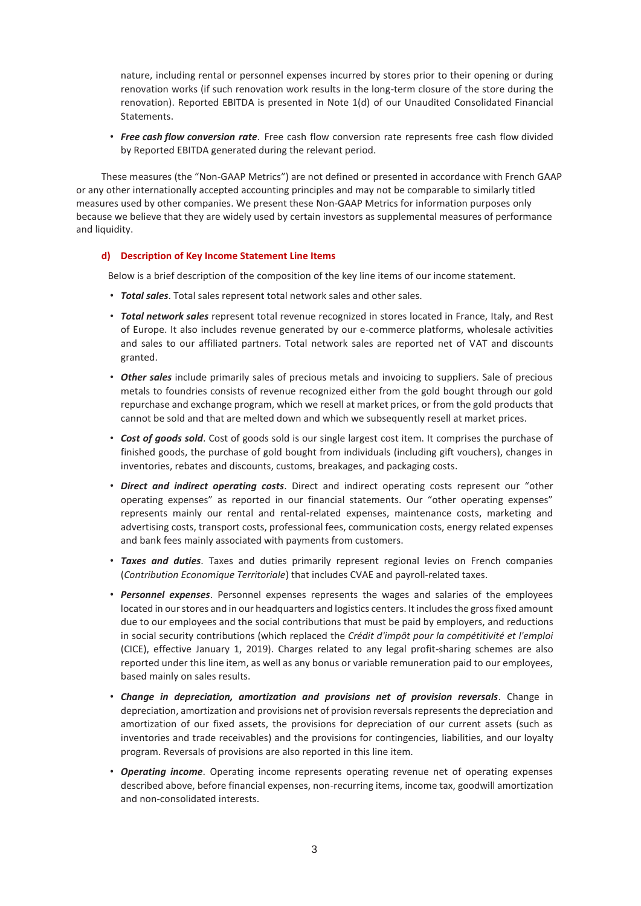nature, including rental or personnel expenses incurred by stores prior to their opening or during renovation works (if such renovation work results in the long-term closure of the store during the renovation). Reported EBITDA is presented in Note 1(d) of our Unaudited Consolidated Financial Statements.

- ***Free cash flow conversion rate***. Free cash flow conversion rate represents free cash flow divided by Reported EBITDA generated during the relevant period.

These measures (the "Non-GAAP Metrics") are not defined or presented in accordance with French GAAP or any other internationally accepted accounting principles and may not be comparable to similarly titled measures used by other companies. We present these Non-GAAP Metrics for information purposes only because we believe that they are widely used by certain investors as supplemental measures of performance and liquidity.

### d) Description of Key Income Statement Line Items

Below is a brief description of the composition of the key line items of our income statement.

- ***Total sales***. Total sales represent total network sales and other sales.
- ***Total network sales*** represent total revenue recognized in stores located in France, Italy, and Rest of Europe. It also includes revenue generated by our e-commerce platforms, wholesale activities and sales to our affiliated partners. Total network sales are reported net of VAT and discounts granted.
- ***Other sales*** include primarily sales of precious metals and invoicing to suppliers. Sale of precious metals to foundries consists of revenue recognized either from the gold bought through our gold repurchase and exchange program, which we resell at market prices, or from the gold products that cannot be sold and that are melted down and which we subsequently resell at market prices.
- ***Cost of goods sold***. Cost of goods sold is our single largest cost item. It comprises the purchase of finished goods, the purchase of gold bought from individuals (including gift vouchers), changes in inventories, rebates and discounts, customs, breakages, and packaging costs.
- ***Direct and indirect operating costs***. Direct and indirect operating costs represent our "other operating expenses" as reported in our financial statements. Our "other operating expenses" represents mainly our rental and rental-related expenses, maintenance costs, marketing and advertising costs, transport costs, professional fees, communication costs, energy related expenses and bank fees mainly associated with payments from customers.
- ***Taxes and duties***. Taxes and duties primarily represent regional levies on French companies (*Contribution Economique Territoriale*) that includes CVAE and payroll-related taxes.
- ***Personnel expenses***. Personnel expenses represents the wages and salaries of the employees located in our stores and in our headquarters and logistics centers. It includes the gross fixed amount due to our employees and the social contributions that must be paid by employers, and reductions in social security contributions (which replaced the *Crédit d'impôt pour la compétitivité et l'emploi* (CICE), effective January 1, 2019). Charges related to any legal profit-sharing schemes are also reported under this line item, as well as any bonus or variable remuneration paid to our employees, based mainly on sales results.
- ***Change in depreciation, amortization and provisions net of provision reversals***. Change in depreciation, amortization and provisions net of provision reversals represents the depreciation and amortization of our fixed assets, the provisions for depreciation of our current assets (such as inventories and trade receivables) and the provisions for contingencies, liabilities, and our loyalty program. Reversals of provisions are also reported in this line item.
- ***Operating income***. Operating income represents operating revenue net of operating expenses described above, before financial expenses, non-recurring items, income tax, goodwill amortization and non-consolidated interests.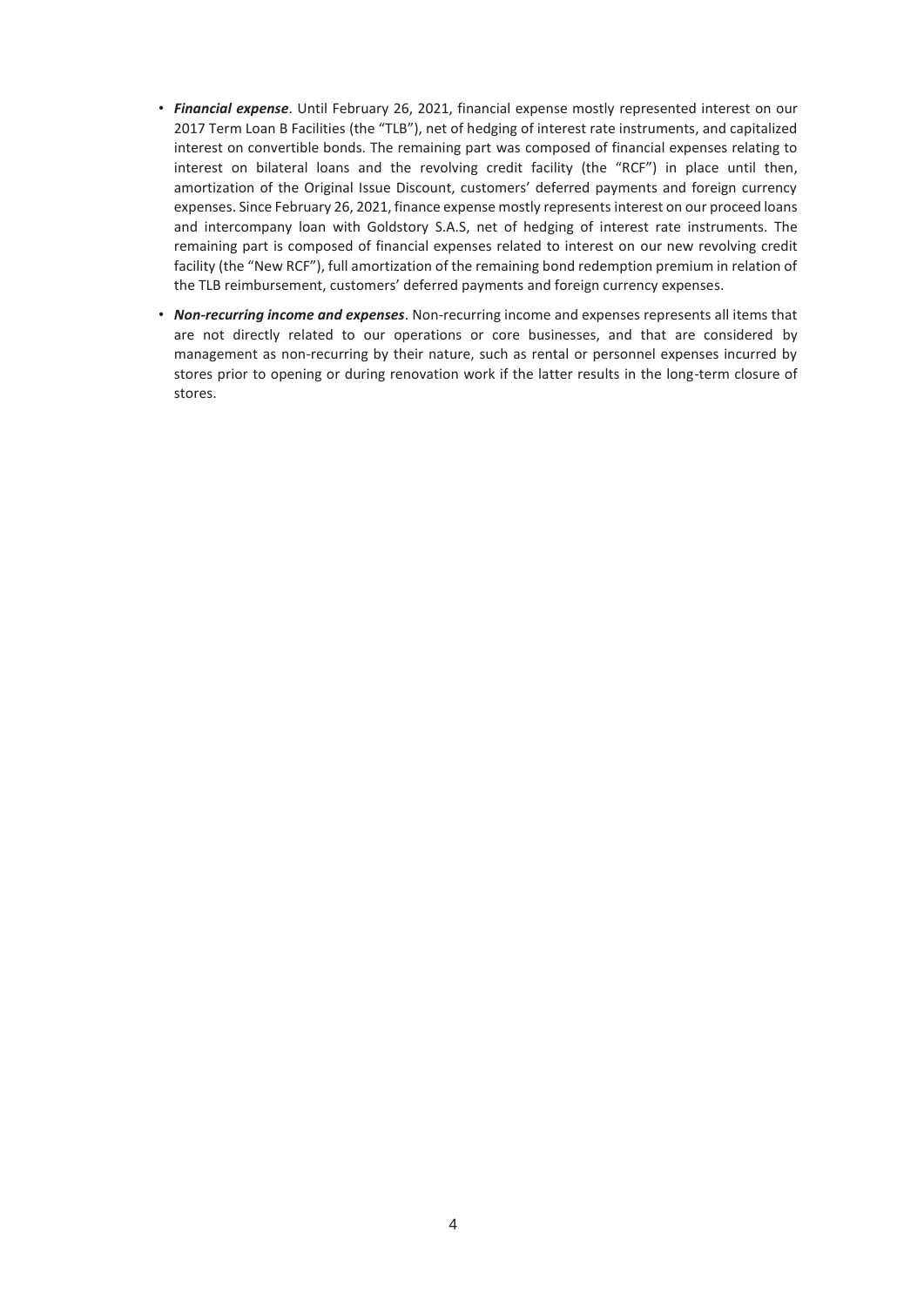- ***Financial expense***. Until February 26, 2021, financial expense mostly represented interest on our 2017 Term Loan B Facilities (the "TLB"), net of hedging of interest rate instruments, and capitalized interest on convertible bonds. The remaining part was composed of financial expenses relating to interest on bilateral loans and the revolving credit facility (the "RCF") in place until then, amortization of the Original Issue Discount, customers' deferred payments and foreign currency expenses. Since February 26, 2021, finance expense mostly represents interest on our proceed loans and intercompany loan with Goldstory S.A.S, net of hedging of interest rate instruments. The remaining part is composed of financial expenses related to interest on our new revolving credit facility (the "New RCF"), full amortization of the remaining bond redemption premium in relation of the TLB reimbursement, customers' deferred payments and foreign currency expenses.
- ***Non-recurring income and expenses***. Non-recurring income and expenses represents all items that are not directly related to our operations or core businesses, and that are considered by management as non-recurring by their nature, such as rental or personnel expenses incurred by stores prior to opening or during renovation work if the latter results in the long-term closure of stores.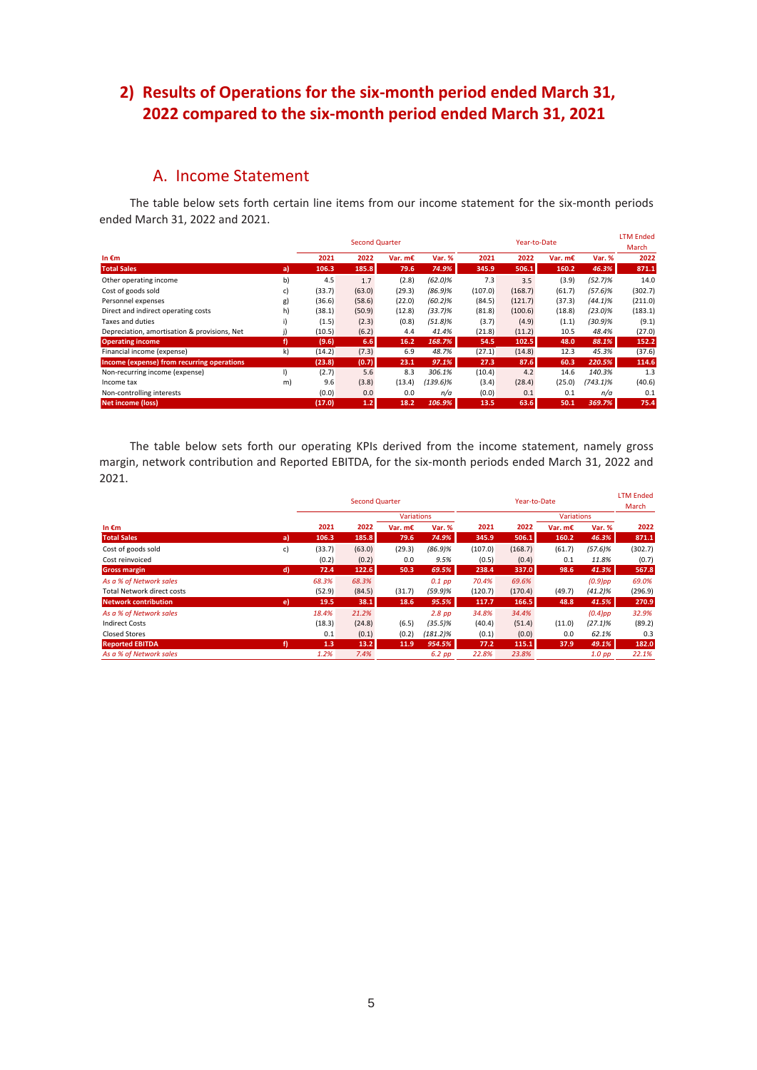## 2) Results of Operations for the six-month period ended March 31, 2022 compared to the six-month period ended March 31, 2021

### A. Income Statement

The table below sets forth certain line items from our income statement for the six-month periods ended March 31, 2022 and 2021.

| | | Second Quarter | | | | Year-to-Date | | | | LTM Ended March |
|---|---|---|---|---|---|---|---|---|---|---|
| **In €m** | | **2021** | **2022** | **Var. m€** | **Var. %** | **2021** | **2022** | **Var. m€** | **Var. %** | **2022** |
| **Total Sales** | **a)** | **106.3** | **185.8** | **79.6** | ***74.9%*** | **345.9** | **506.1** | **160.2** | ***46.3%*** | **871.1** |
| Other operating income | b) | 4.5 | 1.7 | (2.8) | *(62.0)%* | 7.3 | 3.5 | (3.9) | *(52.7)%* | 14.0 |
| Cost of goods sold | c) | (33.7) | (63.0) | (29.3) | *(86.9)%* | (107.0) | (168.7) | (61.7) | *(57.6)%* | (302.7) |
| Personnel expenses | g) | (36.6) | (58.6) | (22.0) | *(60.2)%* | (84.5) | (121.7) | (37.3) | *(44.1)%* | (211.0) |
| Direct and indirect operating costs | h) | (38.1) | (50.9) | (12.8) | *(33.7)%* | (81.8) | (100.6) | (18.8) | *(23.0)%* | (183.1) |
| Taxes and duties | i) | (1.5) | (2.3) | (0.8) | *(51.8)%* | (3.7) | (4.9) | (1.1) | *(30.9)%* | (9.1) |
| Depreciation, amortisation & provisions, Net | j) | (10.5) | (6.2) | 4.4 | *41.4%* | (21.8) | (11.2) | 10.5 | *48.4%* | (27.0) |
| **Operating income** | **f)** | **(9.6)** | **6.6** | **16.2** | ***168.7%*** | **54.5** | **102.5** | **48.0** | ***88.1%*** | **152.2** |
| Financial income (expense) | k) | (14.2) | (7.3) | 6.9 | *48.7%* | (27.1) | (14.8) | 12.3 | *45.3%* | (37.6) |
| **Income (expense) from recurring operations** | | **(23.8)** | **(0.7)** | **23.1** | ***97.1%*** | **27.3** | **87.6** | **60.3** | ***220.5%*** | **114.6** |
| Non-recurring income (expense) | l) | (2.7) | 5.6 | 8.3 | *306.1%* | (10.4) | 4.2 | 14.6 | *140.3%* | 1.3 |
| Income tax | m) | 9.6 | (3.8) | (13.4) | *(139.6)%* | (3.4) | (28.4) | (25.0) | *(743.1)%* | (40.6) |
| Non-controlling interests | | (0.0) | 0.0 | 0.0 | *n/a* | (0.0) | 0.1 | 0.1 | *n/a* | 0.1 |
| **Net income (loss)** | | **(17.0)** | **1.2** | **18.2** | ***106.9%*** | **13.5** | **63.6** | **50.1** | ***369.7%*** | **75.4** |

The table below sets forth our operating KPIs derived from the income statement, namely gross margin, network contribution and Reported EBITDA, for the six-month periods ended March 31, 2022 and 2021.

| | | Second Quarter | | | | Year-to-Date | | | | LTM Ended March |
|---|---|---|---|---|---|---|---|---|---|---|
| | | | | Variations | | | | Variations | | |
| **In €m** | | **2021** | **2022** | **Var. m€** | **Var. %** | **2021** | **2022** | **Var. m€** | **Var. %** | **2022** |
| **Total Sales** | **a)** | **106.3** | **185.8** | **79.6** | ***74.9%*** | **345.9** | **506.1** | **160.2** | ***46.3%*** | **871.1** |
| Cost of goods sold | c) | (33.7) | (63.0) | (29.3) | *(86.9)%* | (107.0) | (168.7) | (61.7) | *(57.6)%* | (302.7) |
| Cost reinvoiced | | (0.2) | (0.2) | 0.0 | *9.5%* | (0.5) | (0.4) | 0.1 | *11.8%* | (0.7) |
| **Gross margin** | **d)** | **72.4** | **122.6** | **50.3** | ***69.5%*** | **238.4** | **337.0** | **98.6** | ***41.3%*** | **567.8** |
| *As a % of Network sales* | | *68.3%* | *68.3%* | | *0.1 pp* | *70.4%* | *69.6%* | | *(0.9)pp* | *69.0%* |
| Total Network direct costs | | (52.9) | (84.5) | (31.7) | *(59.9)%* | (120.7) | (170.4) | (49.7) | *(41.2)%* | (296.9) |
| **Network contribution** | **e)** | **19.5** | **38.1** | **18.6** | ***95.5%*** | **117.7** | **166.5** | **48.8** | ***41.5%*** | **270.9** |
| *As a % of Network sales* | | *18.4%* | *21.2%* | | *2.8 pp* | *34.8%* | *34.4%* | | *(0.4)pp* | *32.9%* |
| Indirect Costs | | (18.3) | (24.8) | (6.5) | *(35.5)%* | (40.4) | (51.4) | (11.0) | *(27.1)%* | (89.2) |
| Closed Stores | | 0.1 | (0.1) | (0.2) | *(181.2)%* | (0.1) | (0.0) | 0.0 | *62.1%* | 0.3 |
| **Reported EBITDA** | **f)** | **1.3** | **13.2** | **11.9** | ***954.5%*** | **77.2** | **115.1** | **37.9** | ***49.1%*** | **182.0** |
| *As a % of Network sales* | | *1.2%* | *7.4%* | | *6.2 pp* | *22.8%* | *23.8%* | | *1.0 pp* | *22.1%* |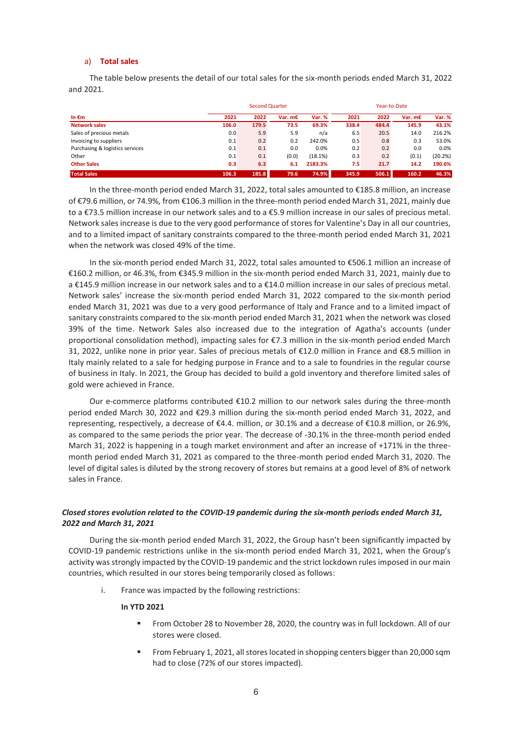a) **Total sales**

The table below presents the detail of our total sales for the six-month periods ended March 31, 2022 and 2021.

| | Second Quarter | | | | Year-to-Date | | | |
|---|---|---|---|---|---|---|---|---|
| **In €m** | **2021** | **2022** | **Var. m€** | **Var. %** | **2021** | **2022** | **Var. m€** | **Var. %** |
| **Network sales** | **106.0** | **179.5** | **73.5** | **69.3%** | **338.4** | **484.4** | **145.9** | **43.1%** |
| Sales of precious metals | 0.0 | 5.9 | 5.9 | n/a | 6.5 | 20.5 | 14.0 | 216.2% |
| Invoicing to suppliers | 0.1 | 0.2 | 0.2 | 242.0% | 0.5 | 0.8 | 0.3 | 53.0% |
| Purchasing & logistics services | 0.1 | 0.1 | 0.0 | 0.0% | 0.2 | 0.2 | 0.0 | 0.0% |
| Other | 0.1 | 0.1 | (0.0) | (18.1%) | 0.3 | 0.2 | (0.1) | (20.2%) |
| **Other Sales** | **0.3** | **6.3** | **6.1** | **2183.3%** | **7.5** | **21.7** | **14.2** | **190.6%** |
| **Total Sales** | **106.3** | **185.8** | **79.6** | **74.9%** | **345.9** | **506.1** | **160.2** | **46.3%** |

In the three-month period ended March 31, 2022, total sales amounted to €185.8 million, an increase of €79.6 million, or 74.9%, from €106.3 million in the three-month period ended March 31, 2021, mainly due to a €73.5 million increase in our network sales and to a €5.9 million increase in our sales of precious metal. Network sales increase is due to the very good performance of stores for Valentine's Day in all our countries, and to a limited impact of sanitary constraints compared to the three-month period ended March 31, 2021 when the network was closed 49% of the time.

In the six-month period ended March 31, 2022, total sales amounted to €506.1 million an increase of €160.2 million, or 46.3%, from €345.9 million in the six-month period ended March 31, 2021, mainly due to a €145.9 million increase in our network sales and to a €14.0 million increase in our sales of precious metal. Network sales' increase the six-month period ended March 31, 2022 compared to the six-month period ended March 31, 2021 was due to a very good performance of Italy and France and to a limited impact of sanitary constraints compared to the six-month period ended March 31, 2021 when the network was closed 39% of the time. Network Sales also increased due to the integration of Agatha's accounts (under proportional consolidation method), impacting sales for €7.3 million in the six-month period ended March 31, 2022, unlike none in prior year. Sales of precious metals of €12.0 million in France and €8.5 million in Italy mainly related to a sale for hedging purpose in France and to a sale to foundries in the regular course of business in Italy. In 2021, the Group has decided to build a gold inventory and therefore limited sales of gold were achieved in France.

Our e-commerce platforms contributed €10.2 million to our network sales during the three-month period ended March 30, 2022 and €29.3 million during the six-month period ended March 31, 2022, and representing, respectively, a decrease of €4.4. million, or 30.1% and a decrease of €10.8 million, or 26.9%, as compared to the same periods the prior year. The decrease of -30.1% in the three-month period ended March 31, 2022 is happening in a tough market environment and after an increase of +171% in the three-month period ended March 31, 2021 as compared to the three-month period ended March 31, 2020. The level of digital sales is diluted by the strong recovery of stores but remains at a good level of 8% of network sales in France.

***Closed stores evolution related to the COVID-19 pandemic during the six-month periods ended March 31, 2022 and March 31, 2021***

During the six-month period ended March 31, 2022, the Group hasn't been significantly impacted by COVID-19 pandemic restrictions unlike in the six-month period ended March 31, 2021, when the Group's activity was strongly impacted by the COVID-19 pandemic and the strict lockdown rules imposed in our main countries, which resulted in our stores being temporarily closed as follows:

i. France was impacted by the following restrictions:

**In YTD 2021**

- From October 28 to November 28, 2020, the country was in full lockdown. All of our stores were closed.
- From February 1, 2021, all stores located in shopping centers bigger than 20,000 sqm had to close (72% of our stores impacted).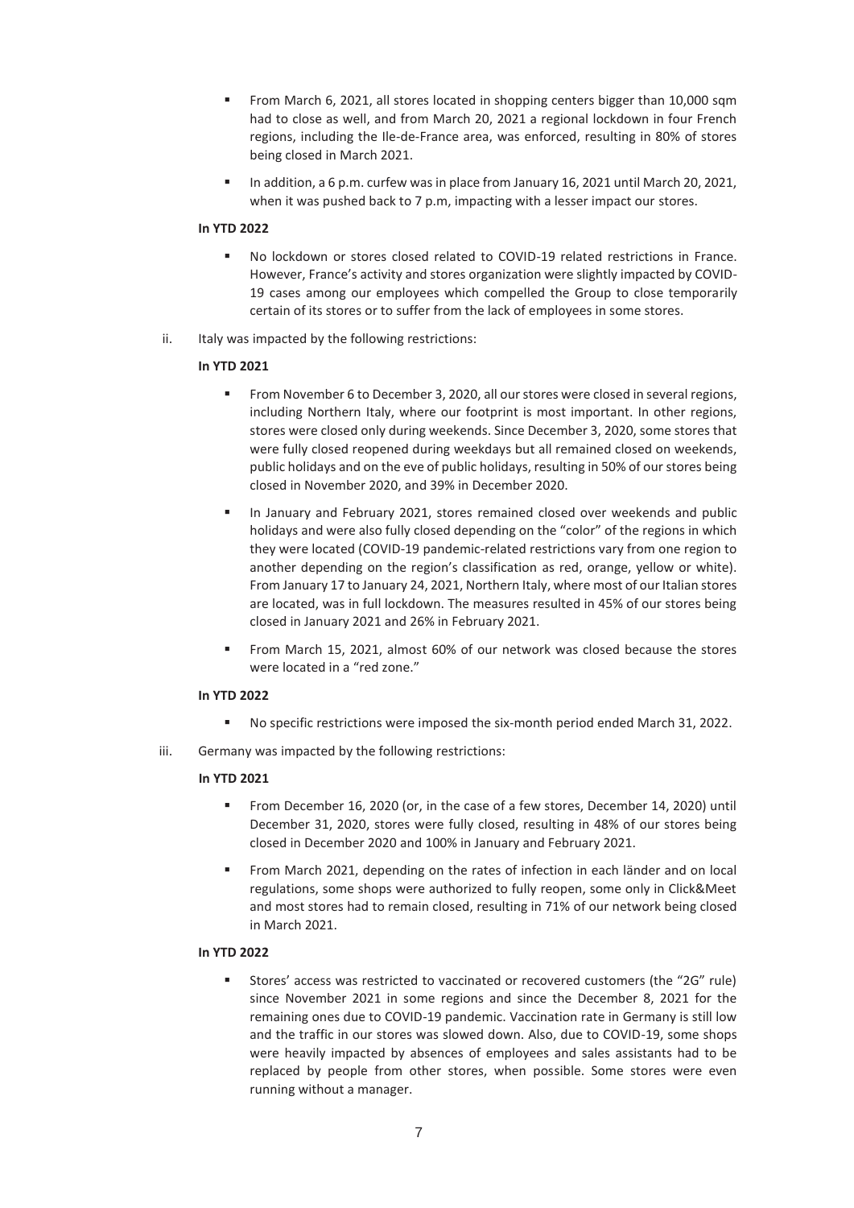- From March 6, 2021, all stores located in shopping centers bigger than 10,000 sqm had to close as well, and from March 20, 2021 a regional lockdown in four French regions, including the Ile-de-France area, was enforced, resulting in 80% of stores being closed in March 2021.
- In addition, a 6 p.m. curfew was in place from January 16, 2021 until March 20, 2021, when it was pushed back to 7 p.m, impacting with a lesser impact our stores.

**In YTD 2022**

- No lockdown or stores closed related to COVID-19 related restrictions in France. However, France's activity and stores organization were slightly impacted by COVID-19 cases among our employees which compelled the Group to close temporarily certain of its stores or to suffer from the lack of employees in some stores.

ii. Italy was impacted by the following restrictions:

**In YTD 2021**

- From November 6 to December 3, 2020, all our stores were closed in several regions, including Northern Italy, where our footprint is most important. In other regions, stores were closed only during weekends. Since December 3, 2020, some stores that were fully closed reopened during weekdays but all remained closed on weekends, public holidays and on the eve of public holidays, resulting in 50% of our stores being closed in November 2020, and 39% in December 2020.
- In January and February 2021, stores remained closed over weekends and public holidays and were also fully closed depending on the "color" of the regions in which they were located (COVID-19 pandemic-related restrictions vary from one region to another depending on the region's classification as red, orange, yellow or white). From January 17 to January 24, 2021, Northern Italy, where most of our Italian stores are located, was in full lockdown. The measures resulted in 45% of our stores being closed in January 2021 and 26% in February 2021.
- From March 15, 2021, almost 60% of our network was closed because the stores were located in a "red zone."

**In YTD 2022**

- No specific restrictions were imposed the six-month period ended March 31, 2022.

iii. Germany was impacted by the following restrictions:

**In YTD 2021**

- From December 16, 2020 (or, in the case of a few stores, December 14, 2020) until December 31, 2020, stores were fully closed, resulting in 48% of our stores being closed in December 2020 and 100% in January and February 2021.
- From March 2021, depending on the rates of infection in each länder and on local regulations, some shops were authorized to fully reopen, some only in Click&Meet and most stores had to remain closed, resulting in 71% of our network being closed in March 2021.

**In YTD 2022**

- Stores' access was restricted to vaccinated or recovered customers (the "2G" rule) since November 2021 in some regions and since the December 8, 2021 for the remaining ones due to COVID-19 pandemic. Vaccination rate in Germany is still low and the traffic in our stores was slowed down. Also, due to COVID-19, some shops were heavily impacted by absences of employees and sales assistants had to be replaced by people from other stores, when possible. Some stores were even running without a manager.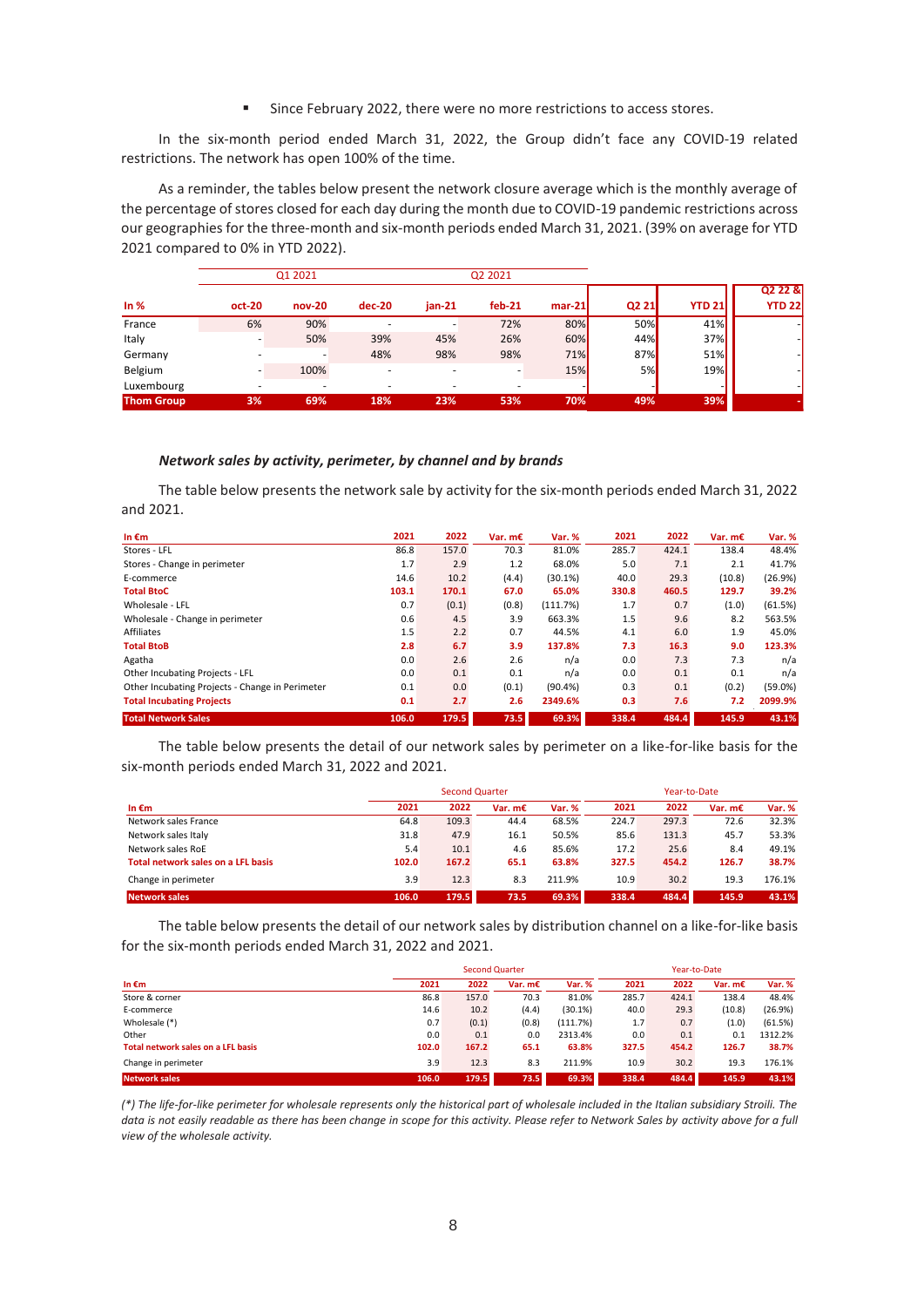- Since February 2022, there were no more restrictions to access stores.

In the six-month period ended March 31, 2022, the Group didn't face any COVID-19 related restrictions. The network has open 100% of the time.

As a reminder, the tables below present the network closure average which is the monthly average of the percentage of stores closed for each day during the month due to COVID-19 pandemic restrictions across our geographies for the three-month and six-month periods ended March 31, 2021. (39% on average for YTD 2021 compared to 0% in YTD 2022).

| In % | Q1 2021 | | | Q2 2021 | | | | | |
|---|---|---|---|---|---|---|---|---|---|
| | oct-20 | nov-20 | dec-20 | jan-21 | feb-21 | mar-21 | Q2 21 | YTD 21 | Q2 22 & YTD 22 |
| France | 6% | 90% | - | - | 72% | 80% | 50% | 41% | - |
| Italy | - | 50% | 39% | 45% | 26% | 60% | 44% | 37% | - |
| Germany | - | - | 48% | 98% | 98% | 71% | 87% | 51% | - |
| Belgium | - | 100% | - | - | - | 15% | 5% | 19% | - |
| Luxembourg | - | - | - | - | - | - | - | - | - |
| **Thom Group** | **3%** | **69%** | **18%** | **23%** | **53%** | **70%** | **49%** | **39%** | **-** |

### *Network sales by activity, perimeter, by channel and by brands*

The table below presents the network sale by activity for the six-month periods ended March 31, 2022 and 2021.

| In €m | 2021 | 2022 | Var. m€ | Var. % | 2021 | 2022 | Var. m€ | Var. % |
|---|---|---|---|---|---|---|---|---|
| Stores - LFL | 86.8 | 157.0 | 70.3 | 81.0% | 285.7 | 424.1 | 138.4 | 48.4% |
| Stores - Change in perimeter | 1.7 | 2.9 | 1.2 | 68.0% | 5.0 | 7.1 | 2.1 | 41.7% |
| E-commerce | 14.6 | 10.2 | (4.4) | (30.1%) | 40.0 | 29.3 | (10.8) | (26.9%) |
| **Total BtoC** | **103.1** | **170.1** | **67.0** | **65.0%** | **330.8** | **460.5** | **129.7** | **39.2%** |
| Wholesale - LFL | 0.7 | (0.1) | (0.8) | (111.7%) | 1.7 | 0.7 | (1.0) | (61.5%) |
| Wholesale - Change in perimeter | 0.6 | 4.5 | 3.9 | 663.3% | 1.5 | 9.6 | 8.2 | 563.5% |
| Affiliates | 1.5 | 2.2 | 0.7 | 44.5% | 4.1 | 6.0 | 1.9 | 45.0% |
| **Total BtoB** | **2.8** | **6.7** | **3.9** | **137.8%** | **7.3** | **16.3** | **9.0** | **123.3%** |
| Agatha | 0.0 | 2.6 | 2.6 | n/a | 0.0 | 7.3 | 7.3 | n/a |
| Other Incubating Projects - LFL | 0.0 | 0.1 | 0.1 | n/a | 0.0 | 0.1 | 0.1 | n/a |
| Other Incubating Projects - Change in Perimeter | 0.1 | 0.0 | (0.1) | (90.4%) | 0.3 | 0.1 | (0.2) | (59.0%) |
| **Total Incubating Projects** | **0.1** | **2.7** | **2.6** | **2349.6%** | **0.3** | **7.6** | **7.2** | **2099.9%** |
| **Total Network Sales** | **106.0** | **179.5** | **73.5** | **69.3%** | **338.4** | **484.4** | **145.9** | **43.1%** |

The table below presents the detail of our network sales by perimeter on a like-for-like basis for the six-month periods ended March 31, 2022 and 2021.

| In €m | Second Quarter | | | | Year-to-Date | | | |
|---|---|---|---|---|---|---|---|---|
| | 2021 | 2022 | Var. m€ | Var. % | 2021 | 2022 | Var. m€ | Var. % |
| Network sales France | 64.8 | 109.3 | 44.4 | 68.5% | 224.7 | 297.3 | 72.6 | 32.3% |
| Network sales Italy | 31.8 | 47.9 | 16.1 | 50.5% | 85.6 | 131.3 | 45.7 | 53.3% |
| Network sales RoE | 5.4 | 10.1 | 4.6 | 85.6% | 17.2 | 25.6 | 8.4 | 49.1% |
| **Total network sales on a LFL basis** | **102.0** | **167.2** | **65.1** | **63.8%** | **327.5** | **454.2** | **126.7** | **38.7%** |
| Change in perimeter | 3.9 | 12.3 | 8.3 | 211.9% | 10.9 | 30.2 | 19.3 | 176.1% |
| **Network sales** | **106.0** | **179.5** | **73.5** | **69.3%** | **338.4** | **484.4** | **145.9** | **43.1%** |

The table below presents the detail of our network sales by distribution channel on a like-for-like basis for the six-month periods ended March 31, 2022 and 2021.

| In €m | Second Quarter | | | | Year-to-Date | | | |
|---|---|---|---|---|---|---|---|---|
| | 2021 | 2022 | Var. m€ | Var. % | 2021 | 2022 | Var. m€ | Var. % |
| Store & corner | 86.8 | 157.0 | 70.3 | 81.0% | 285.7 | 424.1 | 138.4 | 48.4% |
| E-commerce | 14.6 | 10.2 | (4.4) | (30.1%) | 40.0 | 29.3 | (10.8) | (26.9%) |
| Wholesale (*) | 0.7 | (0.1) | (0.8) | (111.7%) | 1.7 | 0.7 | (1.0) | (61.5%) |
| Other | 0.0 | 0.1 | 0.0 | 2313.4% | 0.0 | 0.1 | 0.1 | 1312.2% |
| **Total network sales on a LFL basis** | **102.0** | **167.2** | **65.1** | **63.8%** | **327.5** | **454.2** | **126.7** | **38.7%** |
| Change in perimeter | 3.9 | 12.3 | 8.3 | 211.9% | 10.9 | 30.2 | 19.3 | 176.1% |
| **Network sales** | **106.0** | **179.5** | **73.5** | **69.3%** | **338.4** | **484.4** | **145.9** | **43.1%** |

*(\*) The life-for-like perimeter for wholesale represents only the historical part of wholesale included in the Italian subsidiary Stroili. The data is not easily readable as there has been change in scope for this activity. Please refer to Network Sales by activity above for a full view of the wholesale activity.*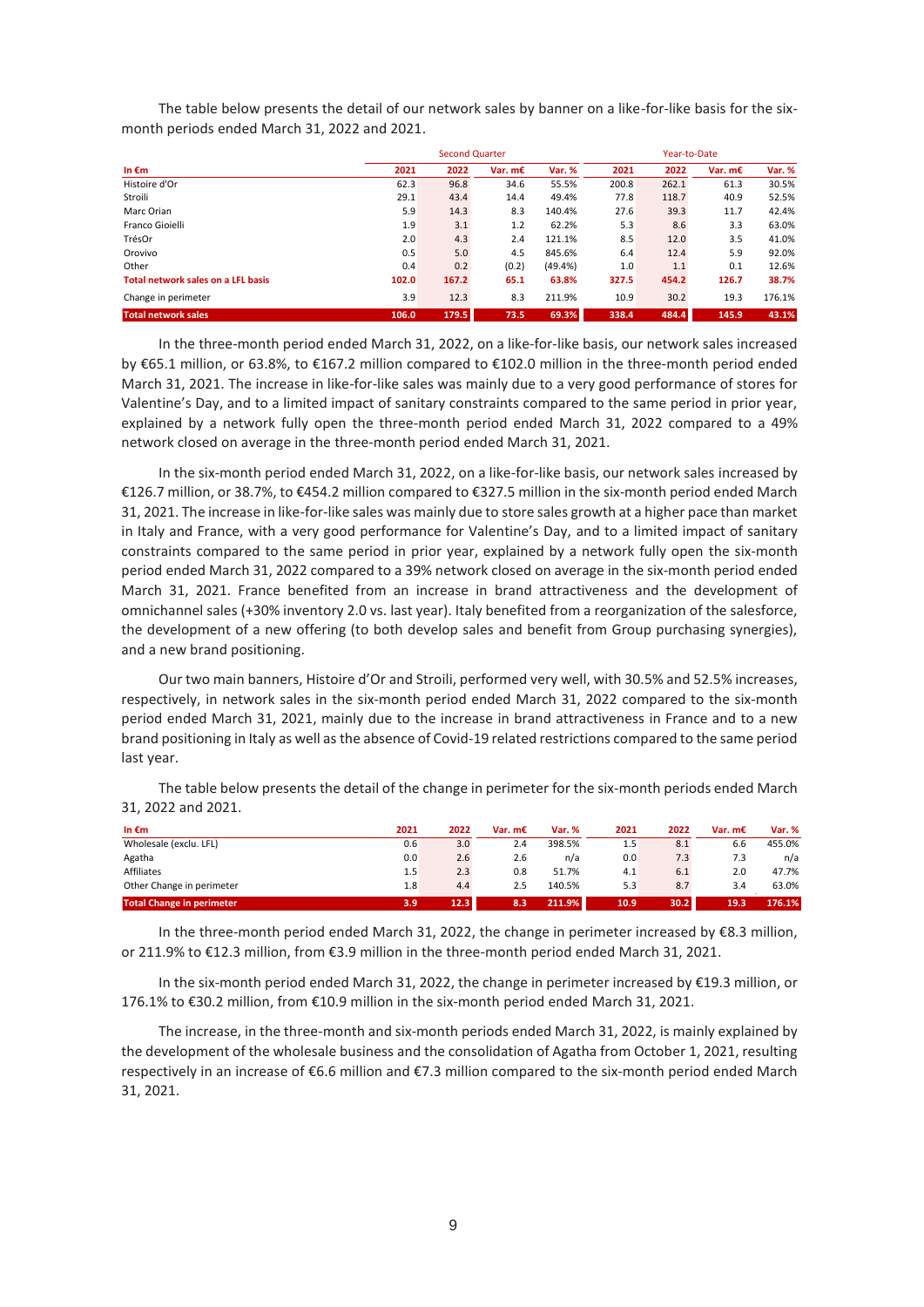The table below presents the detail of our network sales by banner on a like-for-like basis for the six-month periods ended March 31, 2022 and 2021.

| | Second Quarter | | | | Year-to-Date | | | |
|---|---|---|---|---|---|---|---|---|
| **In €m** | **2021** | **2022** | **Var. m€** | **Var. %** | **2021** | **2022** | **Var. m€** | **Var. %** |
| Histoire d'Or | 62.3 | 96.8 | 34.6 | 55.5% | 200.8 | 262.1 | 61.3 | 30.5% |
| Stroili | 29.1 | 43.4 | 14.4 | 49.4% | 77.8 | 118.7 | 40.9 | 52.5% |
| Marc Orian | 5.9 | 14.3 | 8.3 | 140.4% | 27.6 | 39.3 | 11.7 | 42.4% |
| Franco Gioielli | 1.9 | 3.1 | 1.2 | 62.2% | 5.3 | 8.6 | 3.3 | 63.0% |
| TrésOr | 2.0 | 4.3 | 2.4 | 121.1% | 8.5 | 12.0 | 3.5 | 41.0% |
| Orovivo | 0.5 | 5.0 | 4.5 | 845.6% | 6.4 | 12.4 | 5.9 | 92.0% |
| Other | 0.4 | 0.2 | (0.2) | (49.4%) | 1.0 | 1.1 | 0.1 | 12.6% |
| **Total network sales on a LFL basis** | **102.0** | **167.2** | **65.1** | **63.8%** | **327.5** | **454.2** | **126.7** | **38.7%** |
| Change in perimeter | 3.9 | 12.3 | 8.3 | 211.9% | 10.9 | 30.2 | 19.3 | 176.1% |
| **Total network sales** | **106.0** | **179.5** | **73.5** | **69.3%** | **338.4** | **484.4** | **145.9** | **43.1%** |

In the three-month period ended March 31, 2022, on a like-for-like basis, our network sales increased by €65.1 million, or 63.8%, to €167.2 million compared to €102.0 million in the three-month period ended March 31, 2021. The increase in like-for-like sales was mainly due to a very good performance of stores for Valentine's Day, and to a limited impact of sanitary constraints compared to the same period in prior year, explained by a network fully open the three-month period ended March 31, 2022 compared to a 49% network closed on average in the three-month period ended March 31, 2021.

In the six-month period ended March 31, 2022, on a like-for-like basis, our network sales increased by €126.7 million, or 38.7%, to €454.2 million compared to €327.5 million in the six-month period ended March 31, 2021. The increase in like-for-like sales was mainly due to store sales growth at a higher pace than market in Italy and France, with a very good performance for Valentine's Day, and to a limited impact of sanitary constraints compared to the same period in prior year, explained by a network fully open the six-month period ended March 31, 2022 compared to a 39% network closed on average in the six-month period ended March 31, 2021. France benefited from an increase in brand attractiveness and the development of omnichannel sales (+30% inventory 2.0 vs. last year). Italy benefited from a reorganization of the salesforce, the development of a new offering (to both develop sales and benefit from Group purchasing synergies), and a new brand positioning.

Our two main banners, Histoire d'Or and Stroili, performed very well, with 30.5% and 52.5% increases, respectively, in network sales in the six-month period ended March 31, 2022 compared to the six-month period ended March 31, 2021, mainly due to the increase in brand attractiveness in France and to a new brand positioning in Italy as well as the absence of Covid-19 related restrictions compared to the same period last year.

The table below presents the detail of the change in perimeter for the six-month periods ended March 31, 2022 and 2021.

| **In €m** | **2021** | **2022** | **Var. m€** | **Var. %** | **2021** | **2022** | **Var. m€** | **Var. %** |
|---|---|---|---|---|---|---|---|---|
| Wholesale (exclu. LFL) | 0.6 | 3.0 | 2.4 | 398.5% | 1.5 | 8.1 | 6.6 | 455.0% |
| Agatha | 0.0 | 2.6 | 2.6 | n/a | 0.0 | 7.3 | 7.3 | n/a |
| Affiliates | 1.5 | 2.3 | 0.8 | 51.7% | 4.1 | 6.1 | 2.0 | 47.7% |
| Other Change in perimeter | 1.8 | 4.4 | 2.5 | 140.5% | 5.3 | 8.7 | 3.4 | 63.0% |
| **Total Change in perimeter** | **3.9** | **12.3** | **8.3** | **211.9%** | **10.9** | **30.2** | **19.3** | **176.1%** |

In the three-month period ended March 31, 2022, the change in perimeter increased by €8.3 million, or 211.9% to €12.3 million, from €3.9 million in the three-month period ended March 31, 2021.

In the six-month period ended March 31, 2022, the change in perimeter increased by €19.3 million, or 176.1% to €30.2 million, from €10.9 million in the six-month period ended March 31, 2021.

The increase, in the three-month and six-month periods ended March 31, 2022, is mainly explained by the development of the wholesale business and the consolidation of Agatha from October 1, 2021, resulting respectively in an increase of €6.6 million and €7.3 million compared to the six-month period ended March 31, 2021.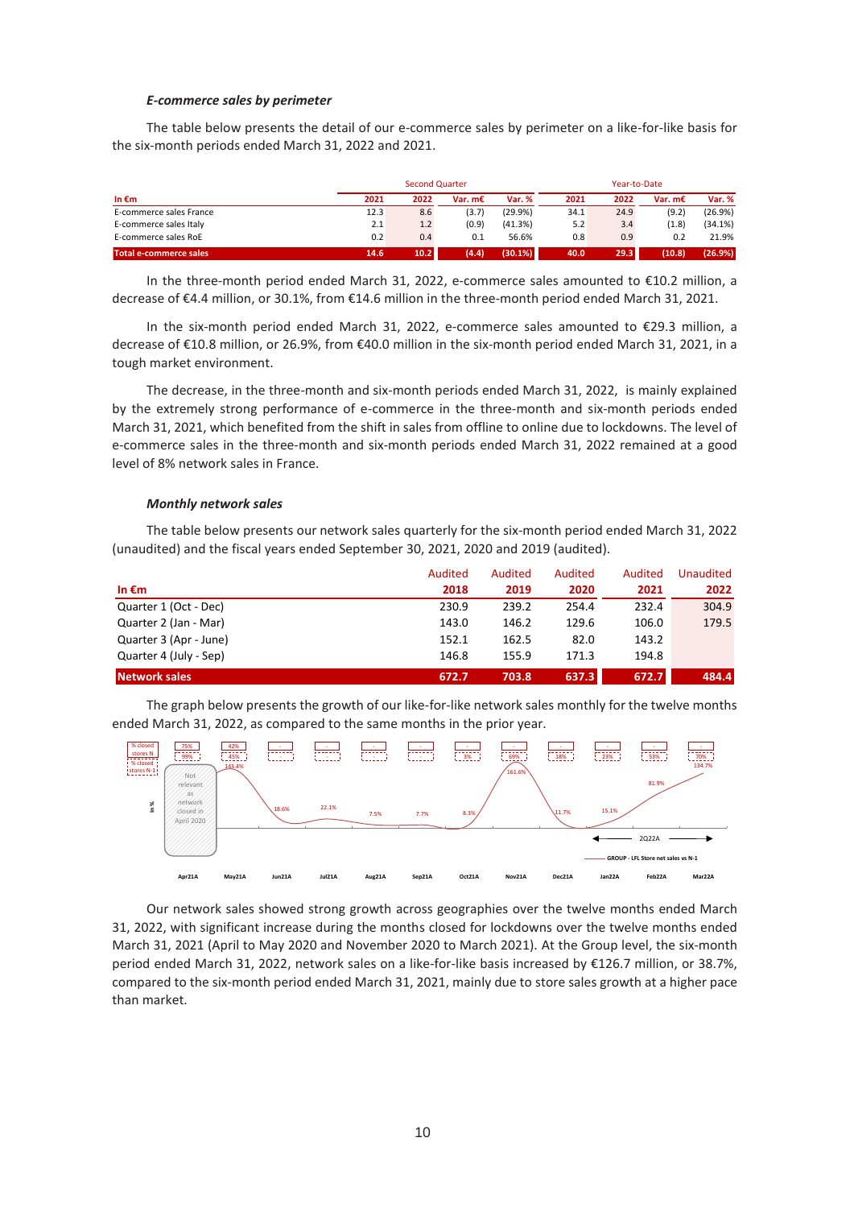### *E-commerce sales by perimeter*

The table below presents the detail of our e-commerce sales by perimeter on a like-for-like basis for the six-month periods ended March 31, 2022 and 2021.

| In €m | Second Quarter | | | | Year-to-Date | | | |
|---|---|---|---|---|---|---|---|---|
| | 2021 | 2022 | Var. m€ | Var. % | 2021 | 2022 | Var. m€ | Var. % |
| E-commerce sales France | 12.3 | 8.6 | (3.7) | (29.9%) | 34.1 | 24.9 | (9.2) | (26.9%) |
| E-commerce sales Italy | 2.1 | 1.2 | (0.9) | (41.3%) | 5.2 | 3.4 | (1.8) | (34.1%) |
| E-commerce sales RoE | 0.2 | 0.4 | 0.1 | 56.6% | 0.8 | 0.9 | 0.2 | 21.9% |
| **Total e-commerce sales** | **14.6** | **10.2** | **(4.4)** | **(30.1%)** | **40.0** | **29.3** | **(10.8)** | **(26.9%)** |

In the three-month period ended March 31, 2022, e-commerce sales amounted to €10.2 million, a decrease of €4.4 million, or 30.1%, from €14.6 million in the three-month period ended March 31, 2021.

In the six-month period ended March 31, 2022, e-commerce sales amounted to €29.3 million, a decrease of €10.8 million, or 26.9%, from €40.0 million in the six-month period ended March 31, 2021, in a tough market environment.

The decrease, in the three-month and six-month periods ended March 31, 2022, is mainly explained by the extremely strong performance of e-commerce in the three-month and six-month periods ended March 31, 2021, which benefited from the shift in sales from offline to online due to lockdowns. The level of e-commerce sales in the three-month and six-month periods ended March 31, 2022 remained at a good level of 8% network sales in France.

### *Monthly network sales*

The table below presents our network sales quarterly for the six-month period ended March 31, 2022 (unaudited) and the fiscal years ended September 30, 2021, 2020 and 2019 (audited).

| In €m | Audited 2018 | Audited 2019 | Audited 2020 | Audited 2021 | Unaudited 2022 |
|---|---|---|---|---|---|
| Quarter 1 (Oct - Dec) | 230.9 | 239.2 | 254.4 | 232.4 | 304.9 |
| Quarter 2 (Jan - Mar) | 143.0 | 146.2 | 129.6 | 106.0 | 179.5 |
| Quarter 3 (Apr - June) | 152.1 | 162.5 | 82.0 | 143.2 | |
| Quarter 4 (July - Sep) | 146.8 | 155.9 | 171.3 | 194.8 | |
| **Network sales** | **672.7** | **703.8** | **637.3** | **672.7** | **484.4** |

The graph below presents the growth of our like-for-like network sales monthly for the twelve months ended March 31, 2022, as compared to the same months in the prior year.

Our network sales showed strong growth across geographies over the twelve months ended March 31, 2022, with significant increase during the months closed for lockdowns over the twelve months ended March 31, 2021 (April to May 2020 and November 2020 to March 2021). At the Group level, the six-month period ended March 31, 2022, network sales on a like-for-like basis increased by €126.7 million, or 38.7%, compared to the six-month period ended March 31, 2021, mainly due to store sales growth at a higher pace than market.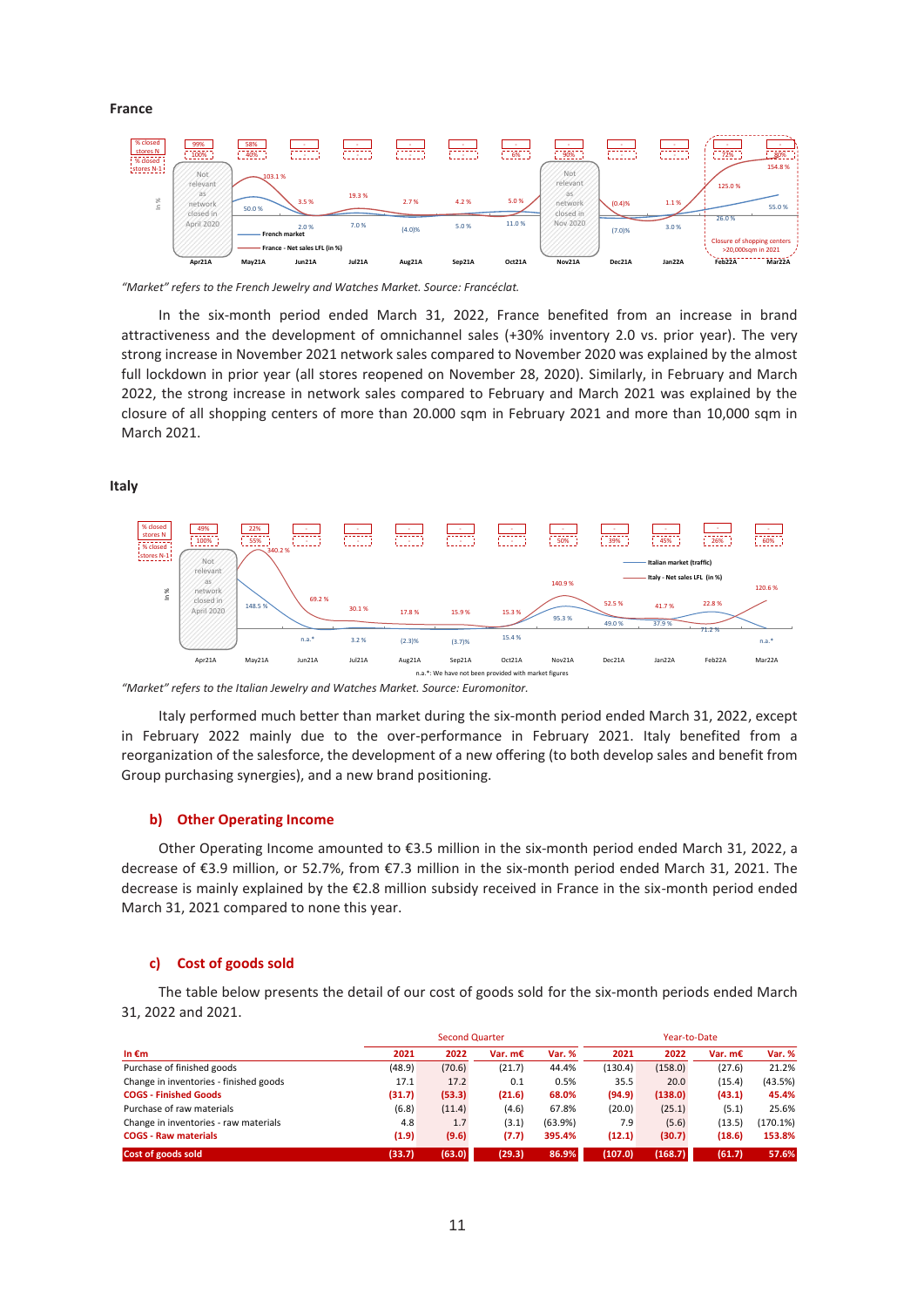**France**

*"Market" refers to the French Jewelry and Watches Market. Source: Francéclat.*

In the six-month period ended March 31, 2022, France benefited from an increase in brand attractiveness and the development of omnichannel sales (+30% inventory 2.0 vs. prior year). The very strong increase in November 2021 network sales compared to November 2020 was explained by the almost full lockdown in prior year (all stores reopened on November 28, 2020). Similarly, in February and March 2022, the strong increase in network sales compared to February and March 2021 was explained by the closure of all shopping centers of more than 20.000 sqm in February 2021 and more than 10,000 sqm in March 2021.

**Italy**

*"Market" refers to the Italian Jewelry and Watches Market. Source: Euromonitor.*

Italy performed much better than market during the six-month period ended March 31, 2022, except in February 2022 mainly due to the over-performance in February 2021. Italy benefited from a reorganization of the salesforce, the development of a new offering (to both develop sales and benefit from Group purchasing synergies), and a new brand positioning.

### b) Other Operating Income

Other Operating Income amounted to €3.5 million in the six-month period ended March 31, 2022, a decrease of €3.9 million, or 52.7%, from €7.3 million in the six-month period ended March 31, 2021. The decrease is mainly explained by the €2.8 million subsidy received in France in the six-month period ended March 31, 2021 compared to none this year.

### c) Cost of goods sold

The table below presents the detail of our cost of goods sold for the six-month periods ended March 31, 2022 and 2021.

| | Second Quarter | | | | Year-to-Date | | | |
|---|---|---|---|---|---|---|---|---|
| **In €m** | **2021** | **2022** | **Var. m€** | **Var. %** | **2021** | **2022** | **Var. m€** | **Var. %** |
| Purchase of finished goods | (48.9) | (70.6) | (21.7) | 44.4% | (130.4) | (158.0) | (27.6) | 21.2% |
| Change in inventories - finished goods | 17.1 | 17.2 | 0.1 | 0.5% | 35.5 | 20.0 | (15.4) | (43.5%) |
| **COGS - Finished Goods** | **(31.7)** | **(53.3)** | **(21.6)** | **68.0%** | **(94.9)** | **(138.0)** | **(43.1)** | **45.4%** |
| Purchase of raw materials | (6.8) | (11.4) | (4.6) | 67.8% | (20.0) | (25.1) | (5.1) | 25.6% |
| Change in inventories - raw materials | 4.8 | 1.7 | (3.1) | (63.9%) | 7.9 | (5.6) | (13.5) | (170.1%) |
| **COGS - Raw materials** | **(1.9)** | **(9.6)** | **(7.7)** | **395.4%** | **(12.1)** | **(30.7)** | **(18.6)** | **153.8%** |
| **Cost of goods sold** | **(33.7)** | **(63.0)** | **(29.3)** | **86.9%** | **(107.0)** | **(168.7)** | **(61.7)** | **57.6%** |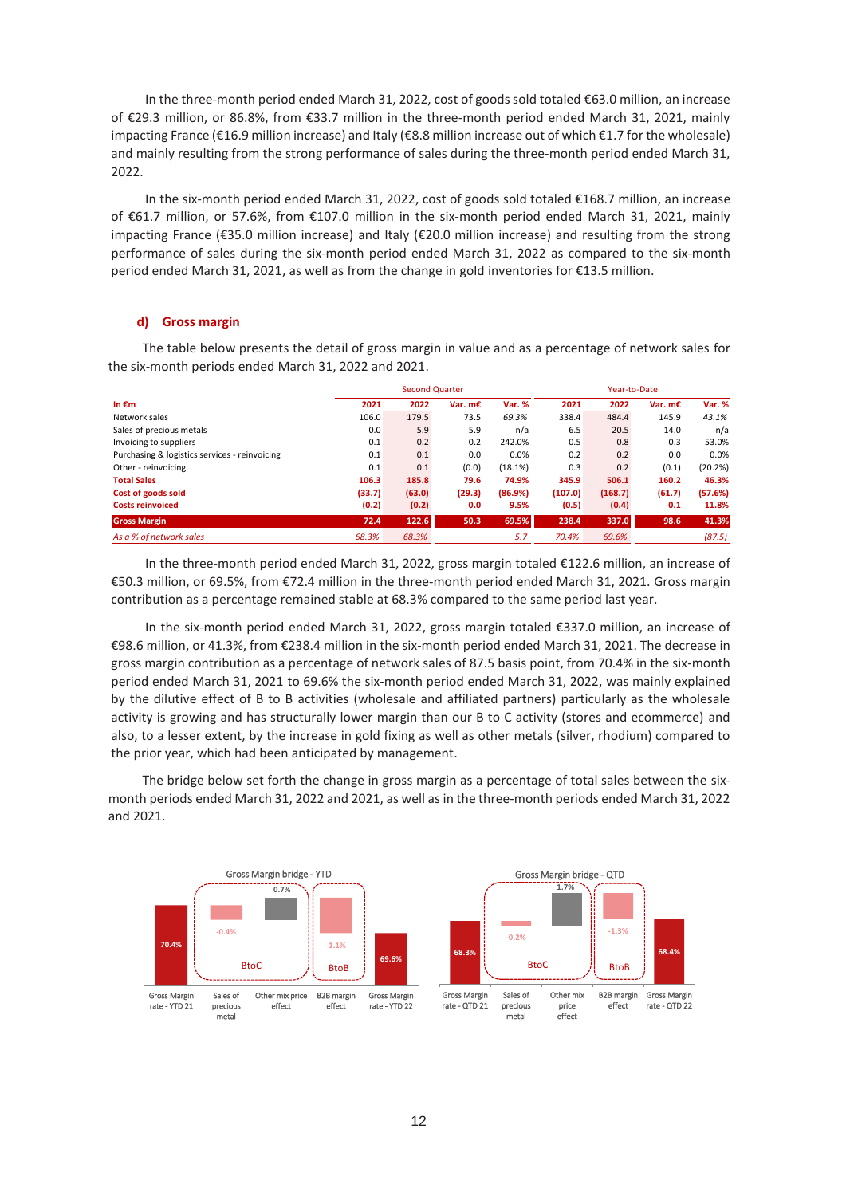In the three-month period ended March 31, 2022, cost of goods sold totaled €63.0 million, an increase of €29.3 million, or 86.8%, from €33.7 million in the three-month period ended March 31, 2021, mainly impacting France (€16.9 million increase) and Italy (€8.8 million increase out of which €1.7 for the wholesale) and mainly resulting from the strong performance of sales during the three-month period ended March 31, 2022.

In the six-month period ended March 31, 2022, cost of goods sold totaled €168.7 million, an increase of €61.7 million, or 57.6%, from €107.0 million in the six-month period ended March 31, 2021, mainly impacting France (€35.0 million increase) and Italy (€20.0 million increase) and resulting from the strong performance of sales during the six-month period ended March 31, 2022 as compared to the six-month period ended March 31, 2021, as well as from the change in gold inventories for €13.5 million.

### d) Gross margin

The table below presents the detail of gross margin in value and as a percentage of network sales for the six-month periods ended March 31, 2022 and 2021.

| | Second Quarter | | | | Year-to-Date | | | |
|---|---|---|---|---|---|---|---|---|
| **In €m** | **2021** | **2022** | **Var. m€** | **Var. %** | **2021** | **2022** | **Var. m€** | **Var. %** |
| Network sales | 106.0 | 179.5 | 73.5 | *69.3%* | 338.4 | 484.4 | 145.9 | *43.1%* |
| Sales of precious metals | 0.0 | 5.9 | 5.9 | n/a | 6.5 | 20.5 | 14.0 | n/a |
| Invoicing to suppliers | 0.1 | 0.2 | 0.2 | 242.0% | 0.5 | 0.8 | 0.3 | 53.0% |
| Purchasing & logistics services - reinvoicing | 0.1 | 0.1 | 0.0 | 0.0% | 0.2 | 0.2 | 0.0 | 0.0% |
| Other - reinvoicing | 0.1 | 0.1 | (0.0) | (18.1%) | 0.3 | 0.2 | (0.1) | (20.2%) |
| **Total Sales** | **106.3** | **185.8** | **79.6** | **74.9%** | **345.9** | **506.1** | **160.2** | **46.3%** |
| **Cost of goods sold** | **(33.7)** | **(63.0)** | **(29.3)** | **(86.9%)** | **(107.0)** | **(168.7)** | **(61.7)** | **(57.6%)** |
| **Costs reinvoiced** | **(0.2)** | **(0.2)** | **0.0** | **9.5%** | **(0.5)** | **(0.4)** | **0.1** | **11.8%** |
| **Gross Margin** | **72.4** | **122.6** | **50.3** | **69.5%** | **238.4** | **337.0** | **98.6** | **41.3%** |
| *As a % of network sales* | *68.3%* | *68.3%* | | *5.7* | *70.4%* | *69.6%* | | *(87.5)* |

In the three-month period ended March 31, 2022, gross margin totaled €122.6 million, an increase of €50.3 million, or 69.5%, from €72.4 million in the three-month period ended March 31, 2021. Gross margin contribution as a percentage remained stable at 68.3% compared to the same period last year.

In the six-month period ended March 31, 2022, gross margin totaled €337.0 million, an increase of €98.6 million, or 41.3%, from €238.4 million in the six-month period ended March 31, 2021. The decrease in gross margin contribution as a percentage of network sales of 87.5 basis point, from 70.4% in the six-month period ended March 31, 2021 to 69.6% the six-month period ended March 31, 2022, was mainly explained by the dilutive effect of B to B activities (wholesale and affiliated partners) particularly as the wholesale activity is growing and has structurally lower margin than our B to C activity (stores and ecommerce) and also, to a lesser extent, by the increase in gold fixing as well as other metals (silver, rhodium) compared to the prior year, which had been anticipated by management.

The bridge below set forth the change in gross margin as a percentage of total sales between the six-month periods ended March 31, 2022 and 2021, as well as in the three-month periods ended March 31, 2022 and 2021.

Gross Margin bridge - YTD

| Gross Margin rate - YTD 21 | Sales of precious metal (BtoC) | Other mix price effect (BtoC) | B2B margin effect (BtoB) | Gross Margin rate - YTD 22 |
|---|---|---|---|---|
| 70.4% | -0.4% | 0.7% | -1.1% | 69.6% |

Gross Margin bridge - QTD

| Gross Margin rate - QTD 21 | Sales of precious metal (BtoC) | Other mix price effect (BtoC) | B2B margin effect (BtoB) | Gross Margin rate - QTD 22 |
|---|---|---|---|---|
| 68.3% | -0.2% | 1.7% | -1.3% | 68.4% |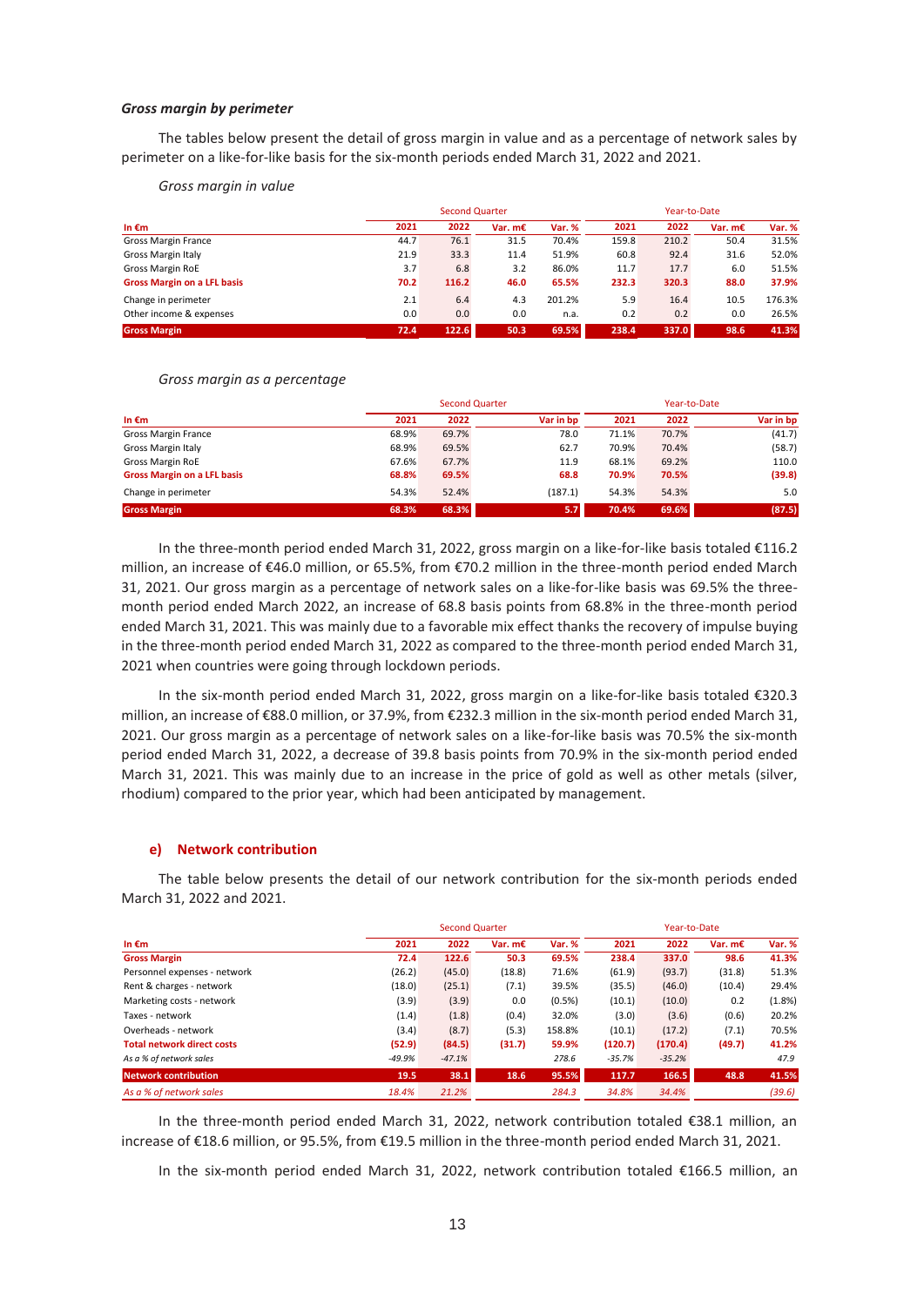***Gross margin by perimeter***

The tables below present the detail of gross margin in value and as a percentage of network sales by perimeter on a like-for-like basis for the six-month periods ended March 31, 2022 and 2021.

*Gross margin in value*

| | Second Quarter | | | | Year-to-Date | | | |
|---|---|---|---|---|---|---|---|---|
| **In €m** | **2021** | **2022** | **Var. m€** | **Var. %** | **2021** | **2022** | **Var. m€** | **Var. %** |
| Gross Margin France | 44.7 | 76.1 | 31.5 | 70.4% | 159.8 | 210.2 | 50.4 | 31.5% |
| Gross Margin Italy | 21.9 | 33.3 | 11.4 | 51.9% | 60.8 | 92.4 | 31.6 | 52.0% |
| Gross Margin RoE | 3.7 | 6.8 | 3.2 | 86.0% | 11.7 | 17.7 | 6.0 | 51.5% |
| **Gross Margin on a LFL basis** | **70.2** | **116.2** | **46.0** | **65.5%** | **232.3** | **320.3** | **88.0** | **37.9%** |
| Change in perimeter | 2.1 | 6.4 | 4.3 | 201.2% | 5.9 | 16.4 | 10.5 | 176.3% |
| Other income & expenses | 0.0 | 0.0 | 0.0 | n.a. | 0.2 | 0.2 | 0.0 | 26.5% |
| **Gross Margin** | **72.4** | **122.6** | **50.3** | **69.5%** | **238.4** | **337.0** | **98.6** | **41.3%** |

*Gross margin as a percentage*

| | Second Quarter | | | Year-to-Date | | |
|---|---|---|---|---|---|---|
| **In €m** | **2021** | **2022** | **Var in bp** | **2021** | **2022** | **Var in bp** |
| Gross Margin France | 68.9% | 69.7% | 78.0 | 71.1% | 70.7% | (41.7) |
| Gross Margin Italy | 68.9% | 69.5% | 62.7 | 70.9% | 70.4% | (58.7) |
| Gross Margin RoE | 67.6% | 67.7% | 11.9 | 68.1% | 69.2% | 110.0 |
| **Gross Margin on a LFL basis** | **68.8%** | **69.5%** | **68.8** | **70.9%** | **70.5%** | **(39.8)** |
| Change in perimeter | 54.3% | 52.4% | (187.1) | 54.3% | 54.3% | 5.0 |
| **Gross Margin** | **68.3%** | **68.3%** | **5.7** | **70.4%** | **69.6%** | **(87.5)** |

In the three-month period ended March 31, 2022, gross margin on a like-for-like basis totaled €116.2 million, an increase of €46.0 million, or 65.5%, from €70.2 million in the three-month period ended March 31, 2021. Our gross margin as a percentage of network sales on a like-for-like basis was 69.5% the three-month period ended March 2022, an increase of 68.8 basis points from 68.8% in the three-month period ended March 31, 2021. This was mainly due to a favorable mix effect thanks the recovery of impulse buying in the three-month period ended March 31, 2022 as compared to the three-month period ended March 31, 2021 when countries were going through lockdown periods.

In the six-month period ended March 31, 2022, gross margin on a like-for-like basis totaled €320.3 million, an increase of €88.0 million, or 37.9%, from €232.3 million in the six-month period ended March 31, 2021. Our gross margin as a percentage of network sales on a like-for-like basis was 70.5% the six-month period ended March 31, 2022, a decrease of 39.8 basis points from 70.9% in the six-month period ended March 31, 2021. This was mainly due to an increase in the price of gold as well as other metals (silver, rhodium) compared to the prior year, which had been anticipated by management.

### e) Network contribution

The table below presents the detail of our network contribution for the six-month periods ended March 31, 2022 and 2021.

| | Second Quarter | | | | Year-to-Date | | | |
|---|---|---|---|---|---|---|---|---|
| **In €m** | **2021** | **2022** | **Var. m€** | **Var. %** | **2021** | **2022** | **Var. m€** | **Var. %** |
| **Gross Margin** | **72.4** | **122.6** | **50.3** | **69.5%** | **238.4** | **337.0** | **98.6** | **41.3%** |
| Personnel expenses - network | (26.2) | (45.0) | (18.8) | 71.6% | (61.9) | (93.7) | (31.8) | 51.3% |
| Rent & charges - network | (18.0) | (25.1) | (7.1) | 39.5% | (35.5) | (46.0) | (10.4) | 29.4% |
| Marketing costs - network | (3.9) | (3.9) | 0.0 | (0.5%) | (10.1) | (10.0) | 0.2 | (1.8%) |
| Taxes - network | (1.4) | (1.8) | (0.4) | 32.0% | (3.0) | (3.6) | (0.6) | 20.2% |
| Overheads - network | (3.4) | (8.7) | (5.3) | 158.8% | (10.1) | (17.2) | (7.1) | 70.5% |
| **Total network direct costs** | **(52.9)** | **(84.5)** | **(31.7)** | **59.9%** | **(120.7)** | **(170.4)** | **(49.7)** | **41.2%** |
| *As a % of network sales* | *-49.9%* | *-47.1%* | | *278.6* | *-35.7%* | *-35.2%* | | *47.9* |
| **Network contribution** | **19.5** | **38.1** | **18.6** | **95.5%** | **117.7** | **166.5** | **48.8** | **41.5%** |
| *As a % of network sales* | *18.4%* | *21.2%* | | *284.3* | *34.8%* | *34.4%* | | *(39.6)* |

In the three-month period ended March 31, 2022, network contribution totaled €38.1 million, an increase of €18.6 million, or 95.5%, from €19.5 million in the three-month period ended March 31, 2021.

In the six-month period ended March 31, 2022, network contribution totaled €166.5 million, an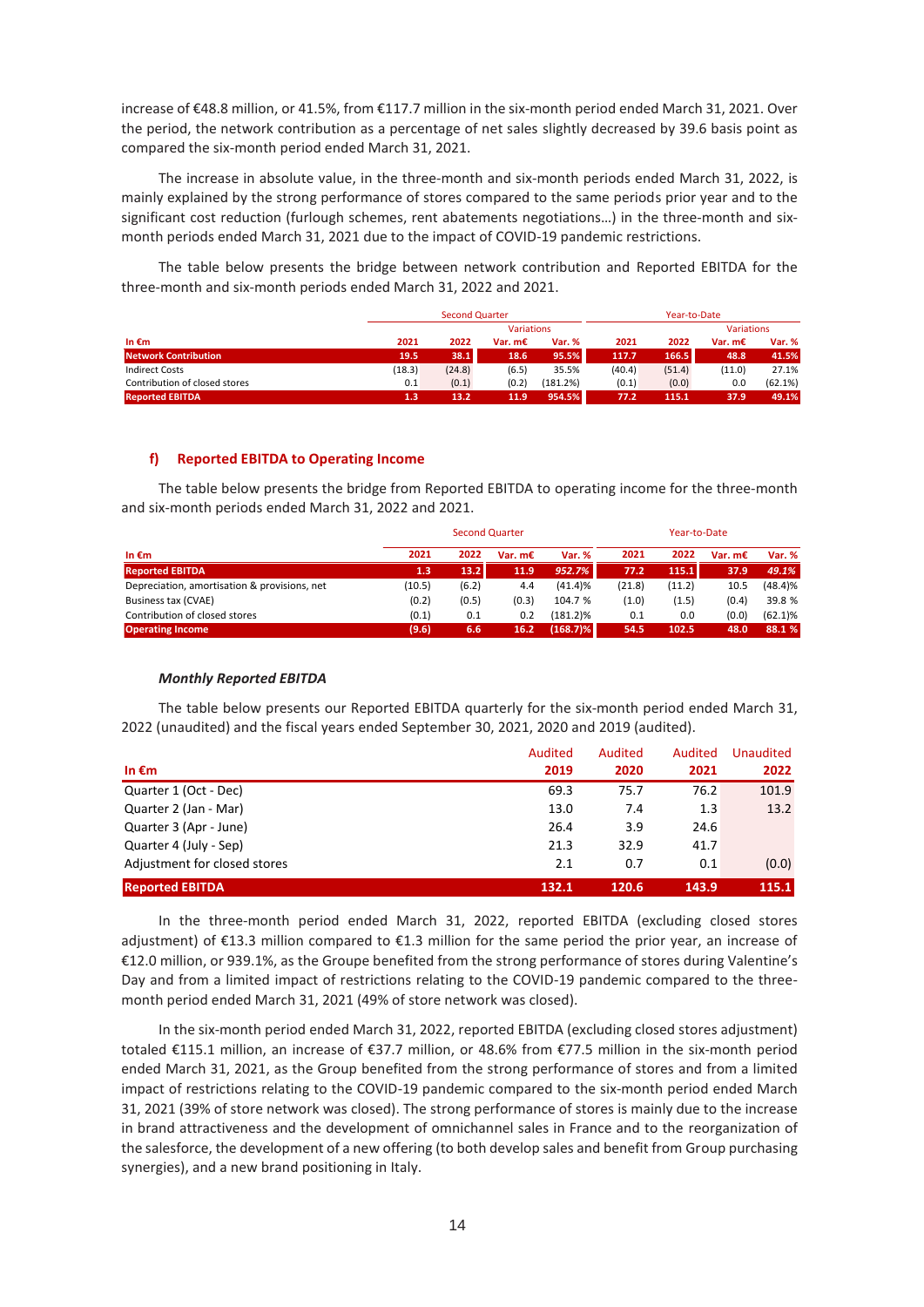increase of €48.8 million, or 41.5%, from €117.7 million in the six-month period ended March 31, 2021. Over the period, the network contribution as a percentage of net sales slightly decreased by 39.6 basis point as compared the six-month period ended March 31, 2021.

The increase in absolute value, in the three-month and six-month periods ended March 31, 2022, is mainly explained by the strong performance of stores compared to the same periods prior year and to the significant cost reduction (furlough schemes, rent abatements negotiations…) in the three-month and six-month periods ended March 31, 2021 due to the impact of COVID-19 pandemic restrictions.

The table below presents the bridge between network contribution and Reported EBITDA for the three-month and six-month periods ended March 31, 2022 and 2021.

| | Second Quarter | | | | Year-to-Date | | | |
|---|---|---|---|---|---|---|---|---|
| | | | Variations | | | | Variations | |
| **In €m** | **2021** | **2022** | **Var. m€** | **Var. %** | **2021** | **2022** | **Var. m€** | **Var. %** |
| **Network Contribution** | **19.5** | **38.1** | **18.6** | **95.5%** | **117.7** | **166.5** | **48.8** | **41.5%** |
| Indirect Costs | (18.3) | (24.8) | (6.5) | 35.5% | (40.4) | (51.4) | (11.0) | 27.1% |
| Contribution of closed stores | 0.1 | (0.1) | (0.2) | (181.2%) | (0.1) | (0.0) | 0.0 | (62.1%) |
| **Reported EBITDA** | **1.3** | **13.2** | **11.9** | **954.5%** | **77.2** | **115.1** | **37.9** | **49.1%** |

### f) Reported EBITDA to Operating Income

The table below presents the bridge from Reported EBITDA to operating income for the three-month and six-month periods ended March 31, 2022 and 2021.

| | Second Quarter | | | | Year-to-Date | | | |
|---|---|---|---|---|---|---|---|---|
| **In €m** | **2021** | **2022** | **Var. m€** | **Var. %** | **2021** | **2022** | **Var. m€** | **Var. %** |
| **Reported EBITDA** | **1.3** | **13.2** | **11.9** | ***952.7%*** | **77.2** | **115.1** | **37.9** | ***49.1%*** |
| Depreciation, amortisation & provisions, net | (10.5) | (6.2) | 4.4 | (41.4)% | (21.8) | (11.2) | 10.5 | (48.4)% |
| Business tax (CVAE) | (0.2) | (0.5) | (0.3) | 104.7 % | (1.0) | (1.5) | (0.4) | 39.8 % |
| Contribution of closed stores | (0.1) | 0.1 | 0.2 | (181.2)% | 0.1 | 0.0 | (0.0) | (62.1)% |
| **Operating Income** | **(9.6)** | **6.6** | **16.2** | **(168.7)%** | **54.5** | **102.5** | **48.0** | **88.1 %** |

#### *Monthly Reported EBITDA*

The table below presents our Reported EBITDA quarterly for the six-month period ended March 31, 2022 (unaudited) and the fiscal years ended September 30, 2021, 2020 and 2019 (audited).

| | Audited | Audited | Audited | Unaudited |
|---|---|---|---|---|
| **In €m** | **2019** | **2020** | **2021** | **2022** |
| Quarter 1 (Oct - Dec) | 69.3 | 75.7 | 76.2 | 101.9 |
| Quarter 2 (Jan - Mar) | 13.0 | 7.4 | 1.3 | 13.2 |
| Quarter 3 (Apr - June) | 26.4 | 3.9 | 24.6 | |
| Quarter 4 (July - Sep) | 21.3 | 32.9 | 41.7 | |
| Adjustment for closed stores | 2.1 | 0.7 | 0.1 | (0.0) |
| **Reported EBITDA** | **132.1** | **120.6** | **143.9** | **115.1** |

In the three-month period ended March 31, 2022, reported EBITDA (excluding closed stores adjustment) of €13.3 million compared to €1.3 million for the same period the prior year, an increase of €12.0 million, or 939.1%, as the Groupe benefited from the strong performance of stores during Valentine's Day and from a limited impact of restrictions relating to the COVID-19 pandemic compared to the three-month period ended March 31, 2021 (49% of store network was closed).

In the six-month period ended March 31, 2022, reported EBITDA (excluding closed stores adjustment) totaled €115.1 million, an increase of €37.7 million, or 48.6% from €77.5 million in the six-month period ended March 31, 2021, as the Group benefited from the strong performance of stores and from a limited impact of restrictions relating to the COVID-19 pandemic compared to the six-month period ended March 31, 2021 (39% of store network was closed). The strong performance of stores is mainly due to the increase in brand attractiveness and the development of omnichannel sales in France and to the reorganization of the salesforce, the development of a new offering (to both develop sales and benefit from Group purchasing synergies), and a new brand positioning in Italy.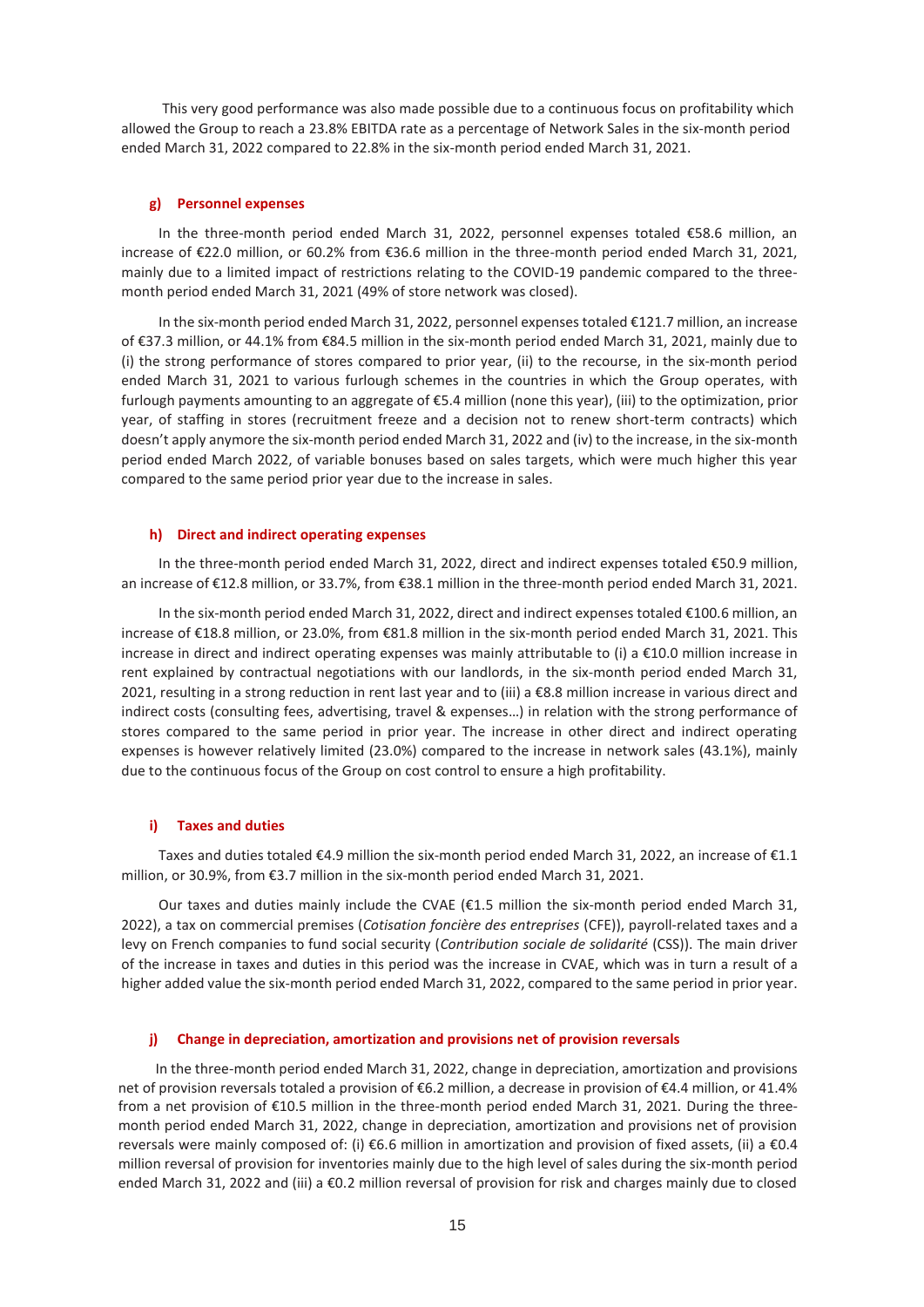This very good performance was also made possible due to a continuous focus on profitability which allowed the Group to reach a 23.8% EBITDA rate as a percentage of Network Sales in the six-month period ended March 31, 2022 compared to 22.8% in the six-month period ended March 31, 2021.

#### g) Personnel expenses

In the three-month period ended March 31, 2022, personnel expenses totaled €58.6 million, an increase of €22.0 million, or 60.2% from €36.6 million in the three-month period ended March 31, 2021, mainly due to a limited impact of restrictions relating to the COVID-19 pandemic compared to the three-month period ended March 31, 2021 (49% of store network was closed).

In the six-month period ended March 31, 2022, personnel expenses totaled €121.7 million, an increase of €37.3 million, or 44.1% from €84.5 million in the six-month period ended March 31, 2021, mainly due to (i) the strong performance of stores compared to prior year, (ii) to the recourse, in the six-month period ended March 31, 2021 to various furlough schemes in the countries in which the Group operates, with furlough payments amounting to an aggregate of €5.4 million (none this year), (iii) to the optimization, prior year, of staffing in stores (recruitment freeze and a decision not to renew short-term contracts) which doesn't apply anymore the six-month period ended March 31, 2022 and (iv) to the increase, in the six-month period ended March 2022, of variable bonuses based on sales targets, which were much higher this year compared to the same period prior year due to the increase in sales.

#### h) Direct and indirect operating expenses

In the three-month period ended March 31, 2022, direct and indirect expenses totaled €50.9 million, an increase of €12.8 million, or 33.7%, from €38.1 million in the three-month period ended March 31, 2021.

In the six-month period ended March 31, 2022, direct and indirect expenses totaled €100.6 million, an increase of €18.8 million, or 23.0%, from €81.8 million in the six-month period ended March 31, 2021. This increase in direct and indirect operating expenses was mainly attributable to (i) a €10.0 million increase in rent explained by contractual negotiations with our landlords, in the six-month period ended March 31, 2021, resulting in a strong reduction in rent last year and to (iii) a €8.8 million increase in various direct and indirect costs (consulting fees, advertising, travel & expenses…) in relation with the strong performance of stores compared to the same period in prior year. The increase in other direct and indirect operating expenses is however relatively limited (23.0%) compared to the increase in network sales (43.1%), mainly due to the continuous focus of the Group on cost control to ensure a high profitability.

#### i) Taxes and duties

Taxes and duties totaled €4.9 million the six-month period ended March 31, 2022, an increase of €1.1 million, or 30.9%, from €3.7 million in the six-month period ended March 31, 2021.

Our taxes and duties mainly include the CVAE (€1.5 million the six-month period ended March 31, 2022), a tax on commercial premises (*Cotisation foncière des entreprises* (CFE)), payroll-related taxes and a levy on French companies to fund social security (*Contribution sociale de solidarité* (CSS)). The main driver of the increase in taxes and duties in this period was the increase in CVAE, which was in turn a result of a higher added value the six-month period ended March 31, 2022, compared to the same period in prior year.

#### j) Change in depreciation, amortization and provisions net of provision reversals

In the three-month period ended March 31, 2022, change in depreciation, amortization and provisions net of provision reversals totaled a provision of €6.2 million, a decrease in provision of €4.4 million, or 41.4% from a net provision of €10.5 million in the three-month period ended March 31, 2021. During the three-month period ended March 31, 2022, change in depreciation, amortization and provisions net of provision reversals were mainly composed of: (i) €6.6 million in amortization and provision of fixed assets, (ii) a €0.4 million reversal of provision for inventories mainly due to the high level of sales during the six-month period ended March 31, 2022 and (iii) a €0.2 million reversal of provision for risk and charges mainly due to closed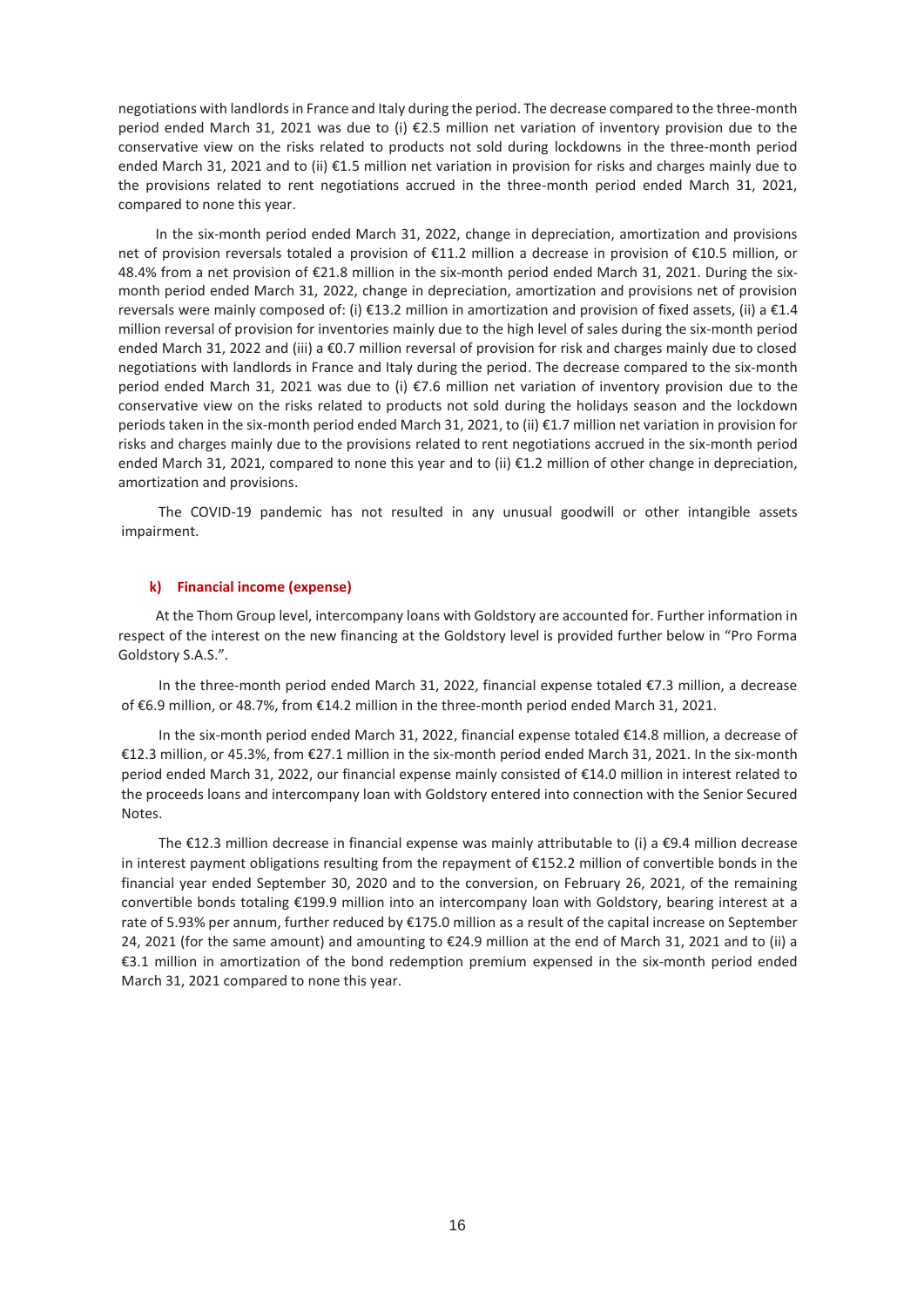negotiations with landlords in France and Italy during the period. The decrease compared to the three-month period ended March 31, 2021 was due to (i) €2.5 million net variation of inventory provision due to the conservative view on the risks related to products not sold during lockdowns in the three-month period ended March 31, 2021 and to (ii) €1.5 million net variation in provision for risks and charges mainly due to the provisions related to rent negotiations accrued in the three-month period ended March 31, 2021, compared to none this year.

In the six-month period ended March 31, 2022, change in depreciation, amortization and provisions net of provision reversals totaled a provision of €11.2 million a decrease in provision of €10.5 million, or 48.4% from a net provision of €21.8 million in the six-month period ended March 31, 2021. During the six-month period ended March 31, 2022, change in depreciation, amortization and provisions net of provision reversals were mainly composed of: (i) €13.2 million in amortization and provision of fixed assets, (ii) a €1.4 million reversal of provision for inventories mainly due to the high level of sales during the six-month period ended March 31, 2022 and (iii) a €0.7 million reversal of provision for risk and charges mainly due to closed negotiations with landlords in France and Italy during the period. The decrease compared to the six-month period ended March 31, 2021 was due to (i) €7.6 million net variation of inventory provision due to the conservative view on the risks related to products not sold during the holidays season and the lockdown periods taken in the six-month period ended March 31, 2021, to (ii) €1.7 million net variation in provision for risks and charges mainly due to the provisions related to rent negotiations accrued in the six-month period ended March 31, 2021, compared to none this year and to (ii) €1.2 million of other change in depreciation, amortization and provisions.

The COVID-19 pandemic has not resulted in any unusual goodwill or other intangible assets impairment.

#### k) Financial income (expense)

At the Thom Group level, intercompany loans with Goldstory are accounted for. Further information in respect of the interest on the new financing at the Goldstory level is provided further below in "Pro Forma Goldstory S.A.S.".

In the three-month period ended March 31, 2022, financial expense totaled €7.3 million, a decrease of €6.9 million, or 48.7%, from €14.2 million in the three-month period ended March 31, 2021.

In the six-month period ended March 31, 2022, financial expense totaled €14.8 million, a decrease of €12.3 million, or 45.3%, from €27.1 million in the six-month period ended March 31, 2021. In the six-month period ended March 31, 2022, our financial expense mainly consisted of €14.0 million in interest related to the proceeds loans and intercompany loan with Goldstory entered into connection with the Senior Secured Notes.

The €12.3 million decrease in financial expense was mainly attributable to (i) a €9.4 million decrease in interest payment obligations resulting from the repayment of €152.2 million of convertible bonds in the financial year ended September 30, 2020 and to the conversion, on February 26, 2021, of the remaining convertible bonds totaling €199.9 million into an intercompany loan with Goldstory, bearing interest at a rate of 5.93% per annum, further reduced by €175.0 million as a result of the capital increase on September 24, 2021 (for the same amount) and amounting to €24.9 million at the end of March 31, 2021 and to (ii) a €3.1 million in amortization of the bond redemption premium expensed in the six-month period ended March 31, 2021 compared to none this year.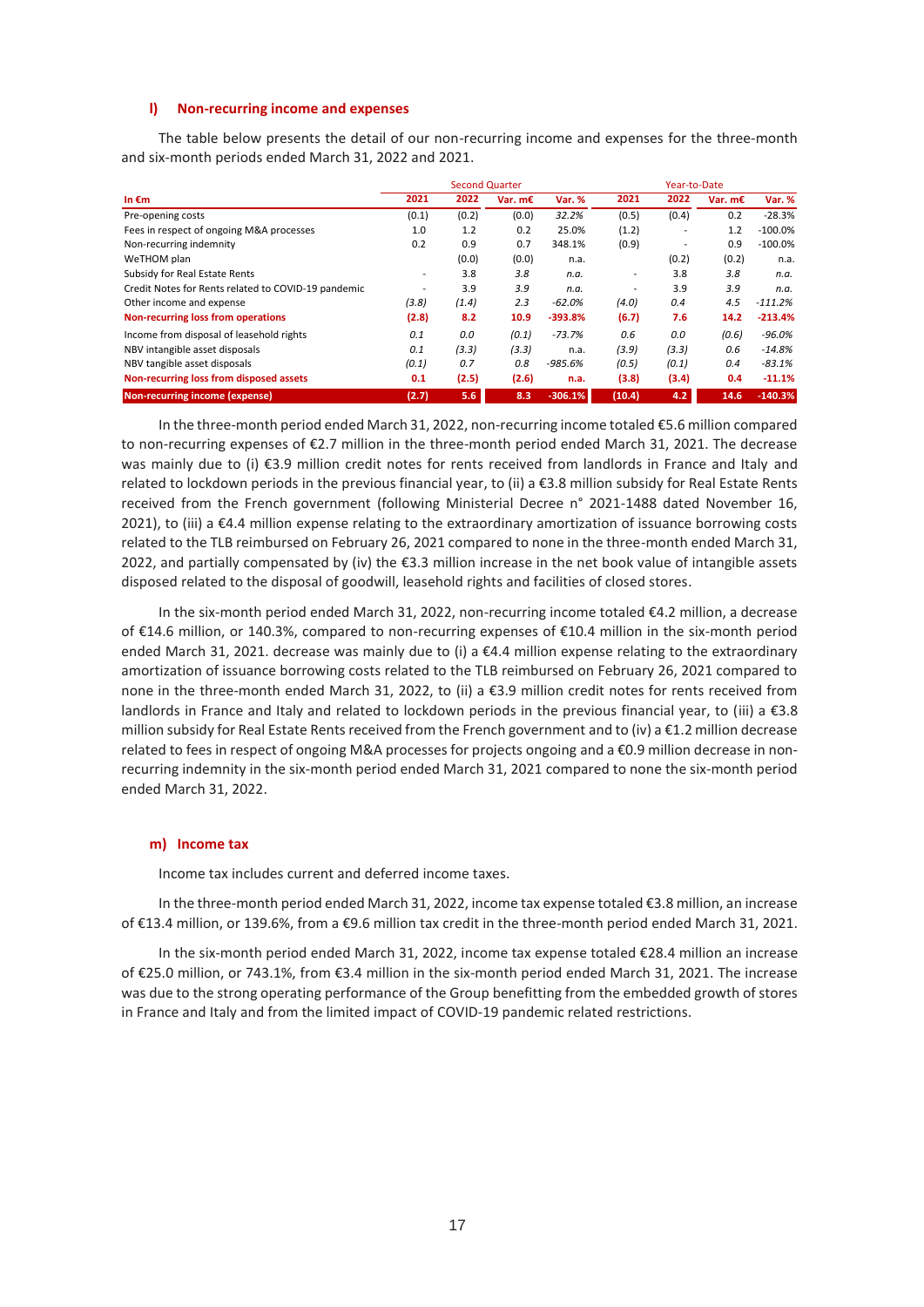### l) Non-recurring income and expenses

The table below presents the detail of our non-recurring income and expenses for the three-month and six-month periods ended March 31, 2022 and 2021.

| | Second Quarter | | | | Year-to-Date | | | |
|---|---|---|---|---|---|---|---|---|
| **In €m** | **2021** | **2022** | **Var. m€** | **Var. %** | **2021** | **2022** | **Var. m€** | **Var. %** |
| Pre-opening costs | (0.1) | (0.2) | (0.0) | 32.2% | (0.5) | (0.4) | 0.2 | -28.3% |
| Fees in respect of ongoing M&A processes | 1.0 | 1.2 | 0.2 | 25.0% | (1.2) | - | 1.2 | -100.0% |
| Non-recurring indemnity | 0.2 | 0.9 | 0.7 | 348.1% | (0.9) | - | 0.9 | -100.0% |
| WeTHOM plan | | (0.0) | (0.0) | n.a. | | (0.2) | (0.2) | n.a. |
| Subsidy for Real Estate Rents | - | 3.8 | 3.8 | n.a. | - | 3.8 | 3.8 | n.a. |
| Credit Notes for Rents related to COVID-19 pandemic | - | 3.9 | 3.9 | n.a. | - | 3.9 | 3.9 | n.a. |
| Other income and expense | (3.8) | (1.4) | 2.3 | -62.0% | (4.0) | 0.4 | 4.5 | -111.2% |
| **Non-recurring loss from operations** | **(2.8)** | **8.2** | **10.9** | **-393.8%** | **(6.7)** | **7.6** | **14.2** | **-213.4%** |
| Income from disposal of leasehold rights | 0.1 | 0.0 | (0.1) | -73.7% | 0.6 | 0.0 | (0.6) | -96.0% |
| NBV intangible asset disposals | 0.1 | (3.3) | (3.3) | n.a. | (3.9) | (3.3) | 0.6 | -14.8% |
| NBV tangible asset disposals | (0.1) | 0.7 | 0.8 | -985.6% | (0.5) | (0.1) | 0.4 | -83.1% |
| **Non-recurring loss from disposed assets** | **0.1** | **(2.5)** | **(2.6)** | **n.a.** | **(3.8)** | **(3.4)** | **0.4** | **-11.1%** |
| **Non-recurring income (expense)** | **(2.7)** | **5.6** | **8.3** | **-306.1%** | **(10.4)** | **4.2** | **14.6** | **-140.3%** |

In the three-month period ended March 31, 2022, non-recurring income totaled €5.6 million compared to non-recurring expenses of €2.7 million in the three-month period ended March 31, 2021. The decrease was mainly due to (i) €3.9 million credit notes for rents received from landlords in France and Italy and related to lockdown periods in the previous financial year, to (ii) a €3.8 million subsidy for Real Estate Rents received from the French government (following Ministerial Decree n° 2021-1488 dated November 16, 2021), to (iii) a €4.4 million expense relating to the extraordinary amortization of issuance borrowing costs related to the TLB reimbursed on February 26, 2021 compared to none in the three-month ended March 31, 2022, and partially compensated by (iv) the €3.3 million increase in the net book value of intangible assets disposed related to the disposal of goodwill, leasehold rights and facilities of closed stores.

In the six-month period ended March 31, 2022, non-recurring income totaled €4.2 million, a decrease of €14.6 million, or 140.3%, compared to non-recurring expenses of €10.4 million in the six-month period ended March 31, 2021. decrease was mainly due to (i) a €4.4 million expense relating to the extraordinary amortization of issuance borrowing costs related to the TLB reimbursed on February 26, 2021 compared to none in the three-month ended March 31, 2022, to (ii) a €3.9 million credit notes for rents received from landlords in France and Italy and related to lockdown periods in the previous financial year, to (iii) a €3.8 million subsidy for Real Estate Rents received from the French government and to (iv) a €1.2 million decrease related to fees in respect of ongoing M&A processes for projects ongoing and a €0.9 million decrease in non-recurring indemnity in the six-month period ended March 31, 2021 compared to none the six-month period ended March 31, 2022.

### m) Income tax

Income tax includes current and deferred income taxes.

In the three-month period ended March 31, 2022, income tax expense totaled €3.8 million, an increase of €13.4 million, or 139.6%, from a €9.6 million tax credit in the three-month period ended March 31, 2021.

In the six-month period ended March 31, 2022, income tax expense totaled €28.4 million an increase of €25.0 million, or 743.1%, from €3.4 million in the six-month period ended March 31, 2021. The increase was due to the strong operating performance of the Group benefitting from the embedded growth of stores in France and Italy and from the limited impact of COVID-19 pandemic related restrictions.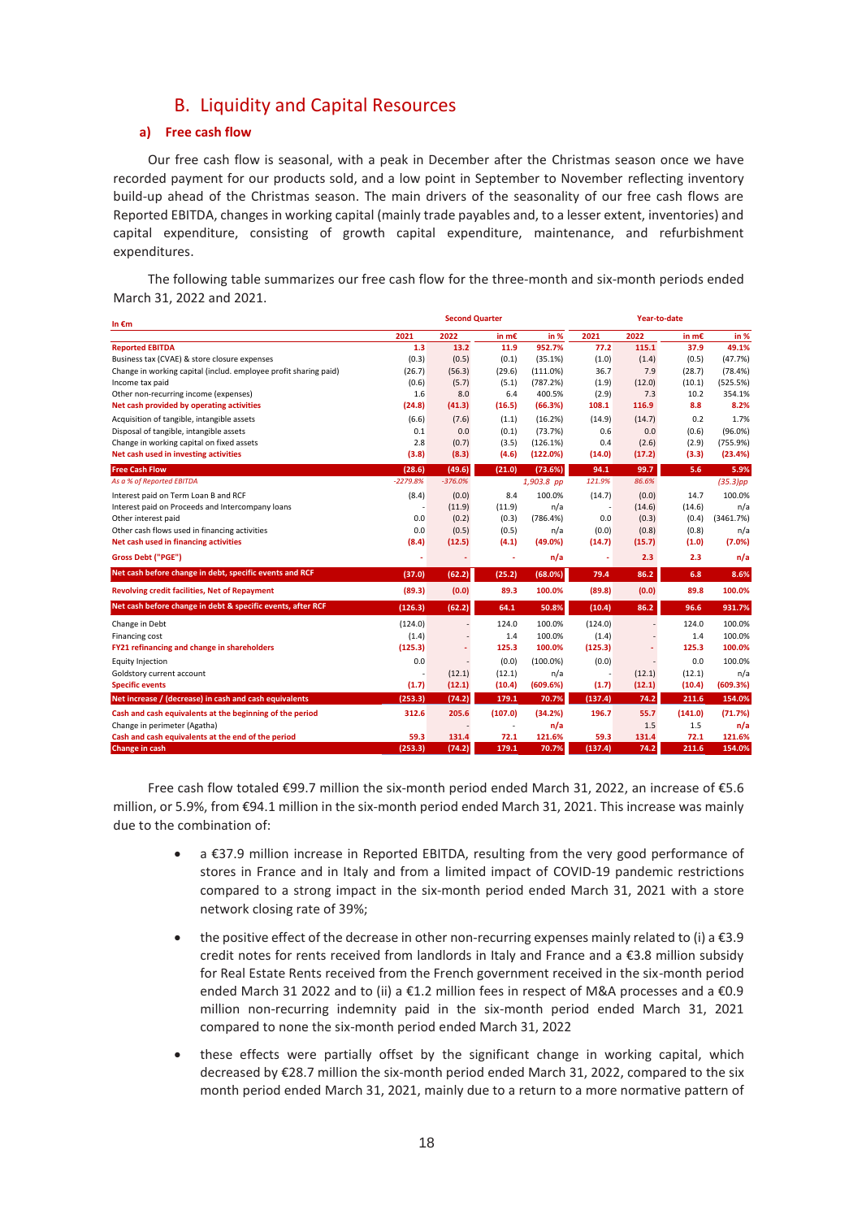## B. Liquidity and Capital Resources

### a) Free cash flow

Our free cash flow is seasonal, with a peak in December after the Christmas season once we have recorded payment for our products sold, and a low point in September to November reflecting inventory build-up ahead of the Christmas season. The main drivers of the seasonality of our free cash flows are Reported EBITDA, changes in working capital (mainly trade payables and, to a lesser extent, inventories) and capital expenditure, consisting of growth capital expenditure, maintenance, and refurbishment expenditures.

The following table summarizes our free cash flow for the three-month and six-month periods ended March 31, 2022 and 2021.

| In €m | Second Quarter | | | | Year-to-date | | | |
|---|---|---|---|---|---|---|---|---|
| | 2021 | 2022 | in m€ | in % | 2021 | 2022 | in m€ | in % |
| **Reported EBITDA** | **1.3** | **13.2** | **11.9** | **952.7%** | **77.2** | **115.1** | **37.9** | **49.1%** |
| Business tax (CVAE) & store closure expenses | (0.3) | (0.5) | (0.1) | (35.1%) | (1.0) | (1.4) | (0.5) | (47.7%) |
| Change in working capital (includ. employee profit sharing paid) | (26.7) | (56.3) | (29.6) | (111.0%) | 36.7 | 7.9 | (28.7) | (78.4%) |
| Income tax paid | (0.6) | (5.7) | (5.1) | (787.2%) | (1.9) | (12.0) | (10.1) | (525.5%) |
| Other non-recurring income (expenses) | 1.6 | 8.0 | 6.4 | 400.5% | (2.9) | 7.3 | 10.2 | 354.1% |
| **Net cash provided by operating activities** | **(24.8)** | **(41.3)** | **(16.5)** | **(66.3%)** | **108.1** | **116.9** | **8.8** | **8.2%** |
| Acquisition of tangible, intangible assets | (6.6) | (7.6) | (1.1) | (16.2%) | (14.9) | (14.7) | 0.2 | 1.7% |
| Disposal of tangible, intangible assets | 0.1 | 0.0 | (0.1) | (73.7%) | 0.6 | 0.0 | (0.6) | (96.0%) |
| Change in working capital on fixed assets | 2.8 | (0.7) | (3.5) | (126.1%) | 0.4 | (2.6) | (2.9) | (755.9%) |
| **Net cash used in investing activities** | **(3.8)** | **(8.3)** | **(4.6)** | **(122.0%)** | **(14.0)** | **(17.2)** | **(3.3)** | **(23.4%)** |
| **Free Cash Flow** | **(28.6)** | **(49.6)** | **(21.0)** | **(73.6%)** | **94.1** | **99.7** | **5.6** | **5.9%** |
| *As a % of Reported EBITDA* | *-2279.8%* | *-376.0%* | | *1,903.8 pp* | *121.9%* | *86.6%* | | *(35.3)pp* |
| Interest paid on Term Loan B and RCF | (8.4) | (0.0) | 8.4 | 100.0% | (14.7) | (0.0) | 14.7 | 100.0% |
| Interest paid on Proceeds and Intercompany loans | - | (11.9) | (11.9) | n/a | - | (14.6) | (14.6) | n/a |
| Other interest paid | 0.0 | (0.2) | (0.3) | (786.4%) | 0.0 | (0.3) | (0.4) | (3461.7%) |
| Other cash flows used in financing activities | 0.0 | (0.5) | (0.5) | n/a | (0.0) | (0.8) | (0.8) | n/a |
| **Net cash used in financing activities** | **(8.4)** | **(12.5)** | **(4.1)** | **(49.0%)** | **(14.7)** | **(15.7)** | **(1.0)** | **(7.0%)** |
| **Gross Debt ("PGE")** | - | - | - | **n/a** | - | **2.3** | **2.3** | **n/a** |
| **Net cash before change in debt, specific events and RCF** | **(37.0)** | **(62.2)** | **(25.2)** | **(68.0%)** | **79.4** | **86.2** | **6.8** | **8.6%** |
| **Revolving credit facilities, Net of Repayment** | **(89.3)** | **(0.0)** | **89.3** | **100.0%** | **(89.8)** | **(0.0)** | **89.8** | **100.0%** |
| **Net cash before change in debt & specific events, after RCF** | **(126.3)** | **(62.2)** | **64.1** | **50.8%** | **(10.4)** | **86.2** | **96.6** | **931.7%** |
| Change in Debt | (124.0) | - | 124.0 | 100.0% | (124.0) | - | 124.0 | 100.0% |
| Financing cost | (1.4) | - | 1.4 | 100.0% | (1.4) | - | 1.4 | 100.0% |
| **FY21 refinancing and change in shareholders** | **(125.3)** | - | **125.3** | **100.0%** | **(125.3)** | - | **125.3** | **100.0%** |
| Equity Injection | 0.0 | - | (0.0) | (100.0%) | (0.0) | - | 0.0 | 100.0% |
| Goldstory current account | - | (12.1) | (12.1) | n/a | - | (12.1) | (12.1) | n/a |
| **Specific events** | **(1.7)** | **(12.1)** | **(10.4)** | **(609.6%)** | **(1.7)** | **(12.1)** | **(10.4)** | **(609.3%)** |
| **Net increase / (decrease) in cash and cash equivalents** | **(253.3)** | **(74.2)** | **179.1** | **70.7%** | **(137.4)** | **74.2** | **211.6** | **154.0%** |
| **Cash and cash equivalents at the beginning of the period** | **312.6** | **205.6** | **(107.0)** | **(34.2%)** | **196.7** | **55.7** | **(141.0)** | **(71.7%)** |
| Change in perimeter (Agatha) | | - | - | n/a | | 1.5 | 1.5 | n/a |
| **Cash and cash equivalents at the end of the period** | **59.3** | **131.4** | **72.1** | **121.6%** | **59.3** | **131.4** | **72.1** | **121.6%** |
| **Change in cash** | **(253.3)** | **(74.2)** | **179.1** | **70.7%** | **(137.4)** | **74.2** | **211.6** | **154.0%** |

Free cash flow totaled €99.7 million the six-month period ended March 31, 2022, an increase of €5.6 million, or 5.9%, from €94.1 million in the six-month period ended March 31, 2021. This increase was mainly due to the combination of:

- a €37.9 million increase in Reported EBITDA, resulting from the very good performance of stores in France and in Italy and from a limited impact of COVID-19 pandemic restrictions compared to a strong impact in the six-month period ended March 31, 2021 with a store network closing rate of 39%;
- the positive effect of the decrease in other non-recurring expenses mainly related to (i) a €3.9 credit notes for rents received from landlords in Italy and France and a €3.8 million subsidy for Real Estate Rents received from the French government received in the six-month period ended March 31 2022 and to (ii) a €1.2 million fees in respect of M&A processes and a €0.9 million non-recurring indemnity paid in the six-month period ended March 31, 2021 compared to none the six-month period ended March 31, 2022
- these effects were partially offset by the significant change in working capital, which decreased by €28.7 million the six-month period ended March 31, 2022, compared to the six month period ended March 31, 2021, mainly due to a return to a more normative pattern of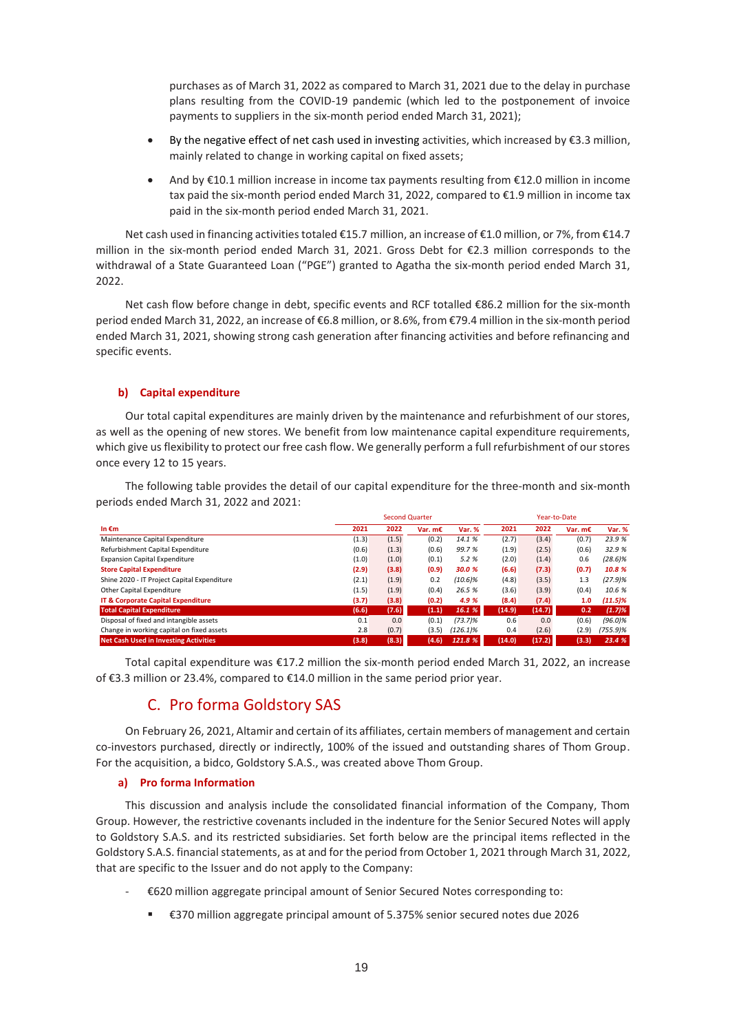purchases as of March 31, 2022 as compared to March 31, 2021 due to the delay in purchase plans resulting from the COVID-19 pandemic (which led to the postponement of invoice payments to suppliers in the six-month period ended March 31, 2021);

- By the negative effect of net cash used in investing activities, which increased by €3.3 million, mainly related to change in working capital on fixed assets;
- And by €10.1 million increase in income tax payments resulting from €12.0 million in income tax paid the six-month period ended March 31, 2022, compared to €1.9 million in income tax paid in the six-month period ended March 31, 2021.

Net cash used in financing activities totaled €15.7 million, an increase of €1.0 million, or 7%, from €14.7 million in the six-month period ended March 31, 2021. Gross Debt for €2.3 million corresponds to the withdrawal of a State Guaranteed Loan ("PGE") granted to Agatha the six-month period ended March 31, 2022.

Net cash flow before change in debt, specific events and RCF totalled €86.2 million for the six-month period ended March 31, 2022, an increase of €6.8 million, or 8.6%, from €79.4 million in the six-month period ended March 31, 2021, showing strong cash generation after financing activities and before refinancing and specific events.

### b) Capital expenditure

Our total capital expenditures are mainly driven by the maintenance and refurbishment of our stores, as well as the opening of new stores. We benefit from low maintenance capital expenditure requirements, which give us flexibility to protect our free cash flow. We generally perform a full refurbishment of our stores once every 12 to 15 years.

The following table provides the detail of our capital expenditure for the three-month and six-month periods ended March 31, 2022 and 2021:

| | Second Quarter | | | | Year-to-Date | | | |
|---|---|---|---|---|---|---|---|---|
| **In €m** | **2021** | **2022** | **Var. m€** | **Var. %** | **2021** | **2022** | **Var. m€** | **Var. %** |
| Maintenance Capital Expenditure | (1.3) | (1.5) | (0.2) | *14.1 %* | (2.7) | (3.4) | (0.7) | *23.9 %* |
| Refurbishment Capital Expenditure | (0.6) | (1.3) | (0.6) | *99.7 %* | (1.9) | (2.5) | (0.6) | *32.9 %* |
| Expansion Capital Expenditure | (1.0) | (1.0) | (0.1) | *5.2 %* | (2.0) | (1.4) | 0.6 | *(28.6)%* |
| **Store Capital Expenditure** | **(2.9)** | **(3.8)** | **(0.9)** | ***30.0 %*** | **(6.6)** | **(7.3)** | **(0.7)** | ***10.8 %*** |
| Shine 2020 - IT Project Capital Expenditure | (2.1) | (1.9) | 0.2 | *(10.6)%* | (4.8) | (3.5) | 1.3 | *(27.9)%* |
| Other Capital Expenditure | (1.5) | (1.9) | (0.4) | *26.5 %* | (3.6) | (3.9) | (0.4) | *10.6 %* |
| **IT & Corporate Capital Expenditure** | **(3.7)** | **(3.8)** | **(0.2)** | ***4.9 %*** | **(8.4)** | **(7.4)** | **1.0** | ***(11.5)%*** |
| **Total Capital Expenditure** | **(6.6)** | **(7.6)** | **(1.1)** | ***16.1 %*** | **(14.9)** | **(14.7)** | **0.2** | ***(1.7)%*** |
| Disposal of fixed and intangible assets | 0.1 | 0.0 | (0.1) | *(73.7)%* | 0.6 | 0.0 | (0.6) | *(96.0)%* |
| Change in working capital on fixed assets | 2.8 | (0.7) | (3.5) | *(126.1)%* | 0.4 | (2.6) | (2.9) | *(755.9)%* |
| **Net Cash Used in Investing Activities** | **(3.8)** | **(8.3)** | **(4.6)** | ***121.8 %*** | **(14.0)** | **(17.2)** | **(3.3)** | ***23.4 %*** |

Total capital expenditure was €17.2 million the six-month period ended March 31, 2022, an increase of €3.3 million or 23.4%, compared to €14.0 million in the same period prior year.

## C. Pro forma Goldstory SAS

On February 26, 2021, Altamir and certain of its affiliates, certain members of management and certain co-investors purchased, directly or indirectly, 100% of the issued and outstanding shares of Thom Group. For the acquisition, a bidco, Goldstory S.A.S., was created above Thom Group.

### a) Pro forma Information

This discussion and analysis include the consolidated financial information of the Company, Thom Group. However, the restrictive covenants included in the indenture for the Senior Secured Notes will apply to Goldstory S.A.S. and its restricted subsidiaries. Set forth below are the principal items reflected in the Goldstory S.A.S. financial statements, as at and for the period from October 1, 2021 through March 31, 2022, that are specific to the Issuer and do not apply to the Company:

- €620 million aggregate principal amount of Senior Secured Notes corresponding to:
  - €370 million aggregate principal amount of 5.375% senior secured notes due 2026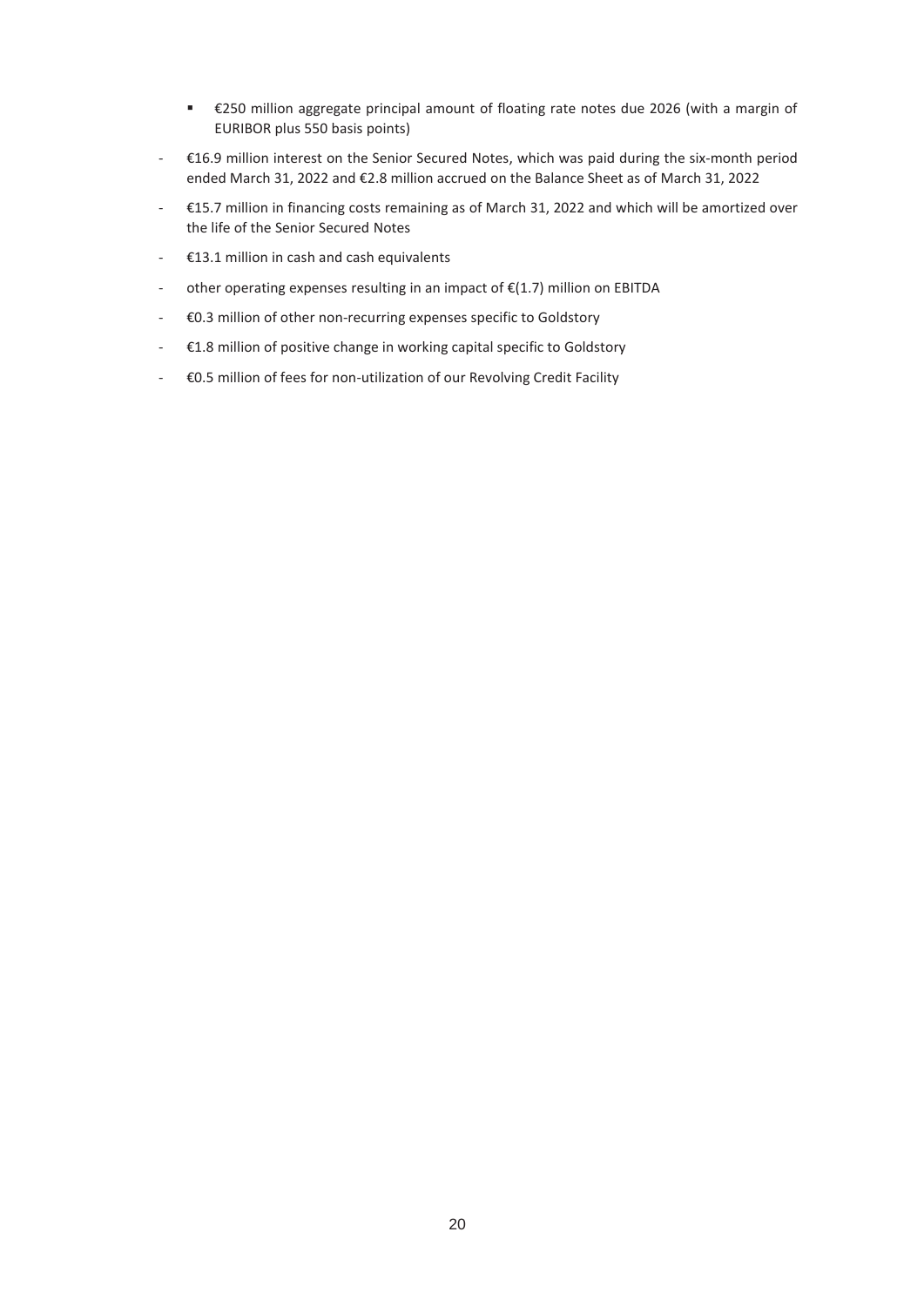- €250 million aggregate principal amount of floating rate notes due 2026 (with a margin of EURIBOR plus 550 basis points)

- €16.9 million interest on the Senior Secured Notes, which was paid during the six-month period ended March 31, 2022 and €2.8 million accrued on the Balance Sheet as of March 31, 2022
- €15.7 million in financing costs remaining as of March 31, 2022 and which will be amortized over the life of the Senior Secured Notes
- €13.1 million in cash and cash equivalents
- other operating expenses resulting in an impact of €(1.7) million on EBITDA
- €0.3 million of other non-recurring expenses specific to Goldstory
- €1.8 million of positive change in working capital specific to Goldstory
- €0.5 million of fees for non-utilization of our Revolving Credit Facility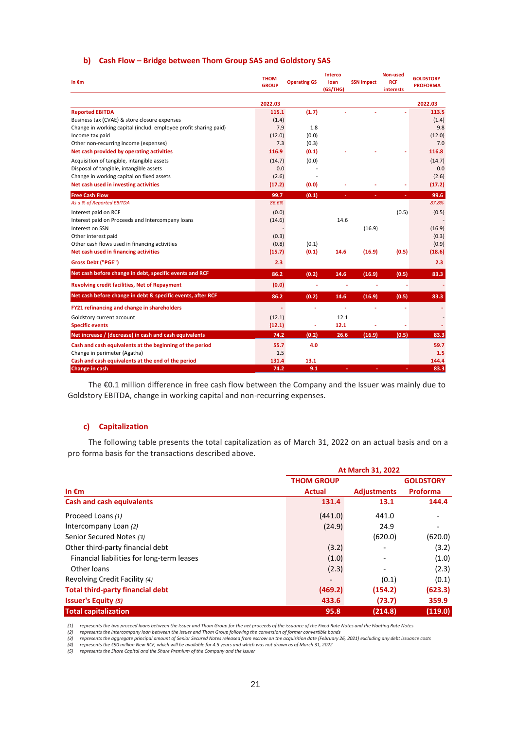### b) Cash Flow – Bridge between Thom Group SAS and Goldstory SAS

| In €m | THOM GROUP | Operating GS | Interco loan (GS/THG) | SSN Impact | Non-used RCF interests | GOLDSTORY PROFORMA |
|---|---|---|---|---|---|---|
| | 2022.03 | | | | | 2022.03 |
| **Reported EBITDA** | **115.1** | **(1.7)** | - | - | - | **113.5** |
| Business tax (CVAE) & store closure expenses | (1.4) | | | | | (1.4) |
| Change in working capital (includ. employee profit sharing paid) | 7.9 | 1.8 | | | | 9.8 |
| Income tax paid | (12.0) | (0.0) | | | | (12.0) |
| Other non-recurring income (expenses) | 7.3 | (0.3) | | | | 7.0 |
| **Net cash provided by operating activities** | **116.9** | **(0.1)** | - | - | - | **116.8** |
| Acquisition of tangible, intangible assets | (14.7) | (0.0) | | | | (14.7) |
| Disposal of tangible, intangible assets | 0.0 | - | | | | 0.0 |
| Change in working capital on fixed assets | (2.6) | - | | | | (2.6) |
| **Net cash used in investing activities** | **(17.2)** | **(0.0)** | - | - | - | **(17.2)** |
| **Free Cash Flow** | **99.7** | **(0.1)** | - | - | - | **99.6** |
| *As a % of Reported EBITDA* | *86.6%* | | | | | *87.8%* |
| Interest paid on RCF | (0.0) | | | | (0.5) | (0.5) |
| Interest paid on Proceeds and Intercompany loans | (14.6) | | 14.6 | | | - |
| Interest on SSN | - | | | (16.9) | | (16.9) |
| Other interest paid | (0.3) | | | | | (0.3) |
| Other cash flows used in financing activities | (0.8) | (0.1) | | | | (0.9) |
| **Net cash used in financing activities** | **(15.7)** | **(0.1)** | **14.6** | **(16.9)** | **(0.5)** | **(18.6)** |
| **Gross Debt ("PGE")** | **2.3** | | | | | **2.3** |
| **Net cash before change in debt, specific events and RCF** | **86.2** | **(0.2)** | **14.6** | **(16.9)** | **(0.5)** | **83.3** |
| **Revolving credit facilities, Net of Repayment** | **(0.0)** | - | - | - | - | - |
| **Net cash before change in debt & specific events, after RCF** | **86.2** | **(0.2)** | **14.6** | **(16.9)** | **(0.5)** | **83.3** |
| **FY21 refinancing and change in shareholders** | - | - | - | - | - | - |
| Goldstory current account | (12.1) | | 12.1 | | | - |
| **Specific events** | **(12.1)** | - | **12.1** | - | - | - |
| **Net increase / (decrease) in cash and cash equivalents** | **74.2** | **(0.2)** | **26.6** | **(16.9)** | **(0.5)** | **83.3** |
| **Cash and cash equivalents at the beginning of the period** | **55.7** | **4.0** | | | | **59.7** |
| Change in perimeter (Agatha) | 1.5 | | | | | 1.5 |
| **Cash and cash equivalents at the end of the period** | **131.4** | **13.1** | | | | **144.4** |
| **Change in cash** | **74.2** | **9.1** | - | - | - | **83.3** |

The €0.1 million difference in free cash flow between the Company and the Issuer was mainly due to Goldstory EBITDA, change in working capital and non-recurring expenses.

### c) Capitalization

The following table presents the total capitalization as of March 31, 2022 on an actual basis and on a pro forma basis for the transactions described above.

| In €m | At March 31, 2022 | | |
|---|---|---|---|
| | THOM GROUP | | GOLDSTORY |
| | Actual | Adjustments | Proforma |
| **Cash and cash equivalents** | **131.4** | **13.1** | **144.4** |
| Proceed Loans *(1)* | (441.0) | 441.0 | - |
| Intercompany Loan *(2)* | (24.9) | 24.9 | - |
| Senior Secured Notes *(3)* | | (620.0) | (620.0) |
| Other third-party financial debt | (3.2) | - | (3.2) |
| Financial liabilities for long-term leases | (1.0) | - | (1.0) |
| Other loans | (2.3) | - | (2.3) |
| Revolving Credit Facility *(4)* | - | (0.1) | (0.1) |
| **Total third-party financial debt** | **(469.2)** | **(154.2)** | **(623.3)** |
| **Issuer's Equity** *(5)* | **433.6** | **(73.7)** | **359.9** |
| **Total capitalization** | **95.8** | **(214.8)** | **(119.0)** |

*(1) represents the two proceed loans between the Issuer and Thom Group for the net proceeds of the issuance of the Fixed Rate Notes and the Floating Rate Notes*
*(2) represents the intercompany loan between the Issuer and Thom Group following the conversion of former convertible bonds*
*(3) represents the aggregate principal amount of Senior Secured Notes released from escrow on the acquisition date (February 26, 2021) excluding any debt issuance costs*
*(4) represents the €90 million New RCF, which will be available for 4.5 years and which was not drawn as of March 31, 2022*
*(5) represents the Share Capital and the Share Premium of the Company and the Issuer*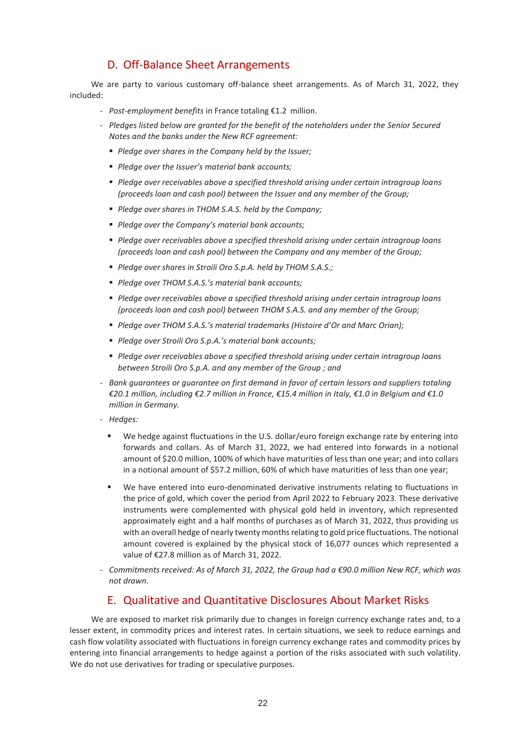## D. Off-Balance Sheet Arrangements

We are party to various customary off-balance sheet arrangements. As of March 31, 2022, they included:

- *Post-employment benefits* in France totaling €1.2 million.
- *Pledges listed below are granted for the benefit of the noteholders under the Senior Secured Notes and the banks under the New RCF agreement:*
  - *Pledge over shares in the Company held by the Issuer;*
  - *Pledge over the Issuer's material bank accounts;*
  - *Pledge over receivables above a specified threshold arising under certain intragroup loans (proceeds loan and cash pool) between the Issuer and any member of the Group;*
  - *Pledge over shares in THOM S.A.S. held by the Company;*
  - *Pledge over the Company's material bank accounts;*
  - *Pledge over receivables above a specified threshold arising under certain intragroup loans (proceeds loan and cash pool) between the Company and any member of the Group;*
  - *Pledge over shares in Stroili Oro S.p.A. held by THOM S.A.S.;*
  - *Pledge over THOM S.A.S.'s material bank accounts;*
  - *Pledge over receivables above a specified threshold arising under certain intragroup loans (proceeds loan and cash pool) between THOM S.A.S. and any member of the Group;*
  - *Pledge over THOM S.A.S.'s material trademarks (Histoire d'Or and Marc Orian);*
  - *Pledge over Stroili Oro S.p.A.'s material bank accounts;*
  - *Pledge over receivables above a specified threshold arising under certain intragroup loans between Stroili Oro S.p.A. and any member of the Group ; and*
- *Bank guarantees or guarantee on first demand in favor of certain lessors and suppliers totaling €20.1 million, including €2.7 million in France, €15.4 million in Italy, €1.0 in Belgium and €1.0 million in Germany.*
- *Hedges:*
  - We hedge against fluctuations in the U.S. dollar/euro foreign exchange rate by entering into forwards and collars. As of March 31, 2022, we had entered into forwards in a notional amount of $20.0 million, 100% of which have maturities of less than one year; and into collars in a notional amount of $57.2 million, 60% of which have maturities of less than one year;
  - We have entered into euro-denominated derivative instruments relating to fluctuations in the price of gold, which cover the period from April 2022 to February 2023. These derivative instruments were complemented with physical gold held in inventory, which represented approximately eight and a half months of purchases as of March 31, 2022, thus providing us with an overall hedge of nearly twenty months relating to gold price fluctuations. The notional amount covered is explained by the physical stock of 16,077 ounces which represented a value of €27.8 million as of March 31, 2022.
- *Commitments received: As of March 31, 2022, the Group had a €90.0 million New RCF, which was not drawn.*

## E. Qualitative and Quantitative Disclosures About Market Risks

We are exposed to market risk primarily due to changes in foreign currency exchange rates and, to a lesser extent, in commodity prices and interest rates. In certain situations, we seek to reduce earnings and cash flow volatility associated with fluctuations in foreign currency exchange rates and commodity prices by entering into financial arrangements to hedge against a portion of the risks associated with such volatility. We do not use derivatives for trading or speculative purposes.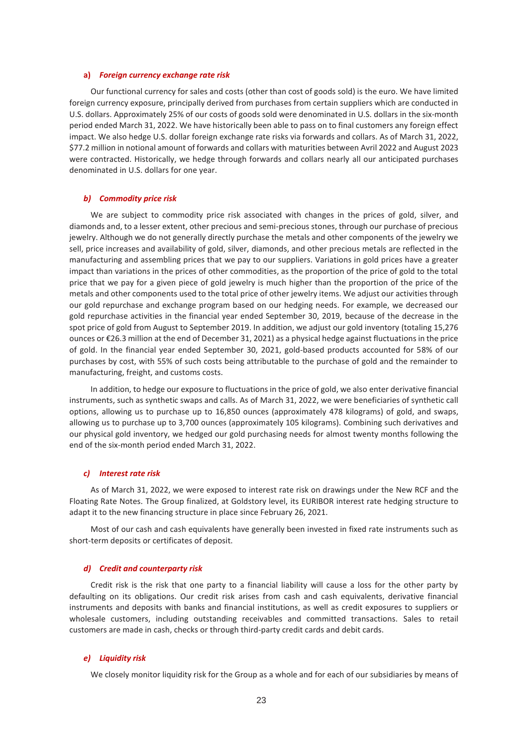**a)** ***Foreign currency exchange rate risk***

Our functional currency for sales and costs (other than cost of goods sold) is the euro. We have limited foreign currency exposure, principally derived from purchases from certain suppliers which are conducted in U.S. dollars. Approximately 25% of our costs of goods sold were denominated in U.S. dollars in the six-month period ended March 31, 2022. We have historically been able to pass on to final customers any foreign effect impact. We also hedge U.S. dollar foreign exchange rate risks via forwards and collars. As of March 31, 2022, $77.2 million in notional amount of forwards and collars with maturities between Avril 2022 and August 2023 were contracted. Historically, we hedge through forwards and collars nearly all our anticipated purchases denominated in U.S. dollars for one year.

***b) Commodity price risk***

We are subject to commodity price risk associated with changes in the prices of gold, silver, and diamonds and, to a lesser extent, other precious and semi-precious stones, through our purchase of precious jewelry. Although we do not generally directly purchase the metals and other components of the jewelry we sell, price increases and availability of gold, silver, diamonds, and other precious metals are reflected in the manufacturing and assembling prices that we pay to our suppliers. Variations in gold prices have a greater impact than variations in the prices of other commodities, as the proportion of the price of gold to the total price that we pay for a given piece of gold jewelry is much higher than the proportion of the price of the metals and other components used to the total price of other jewelry items. We adjust our activities through our gold repurchase and exchange program based on our hedging needs. For example, we decreased our gold repurchase activities in the financial year ended September 30, 2019, because of the decrease in the spot price of gold from August to September 2019. In addition, we adjust our gold inventory (totaling 15,276 ounces or €26.3 million at the end of December 31, 2021) as a physical hedge against fluctuations in the price of gold. In the financial year ended September 30, 2021, gold-based products accounted for 58% of our purchases by cost, with 55% of such costs being attributable to the purchase of gold and the remainder to manufacturing, freight, and customs costs.

In addition, to hedge our exposure to fluctuations in the price of gold, we also enter derivative financial instruments, such as synthetic swaps and calls. As of March 31, 2022, we were beneficiaries of synthetic call options, allowing us to purchase up to 16,850 ounces (approximately 478 kilograms) of gold, and swaps, allowing us to purchase up to 3,700 ounces (approximately 105 kilograms). Combining such derivatives and our physical gold inventory, we hedged our gold purchasing needs for almost twenty months following the end of the six-month period ended March 31, 2022.

***c) Interest rate risk***

As of March 31, 2022, we were exposed to interest rate risk on drawings under the New RCF and the Floating Rate Notes. The Group finalized, at Goldstory level, its EURIBOR interest rate hedging structure to adapt it to the new financing structure in place since February 26, 2021.

Most of our cash and cash equivalents have generally been invested in fixed rate instruments such as short-term deposits or certificates of deposit.

***d) Credit and counterparty risk***

Credit risk is the risk that one party to a financial liability will cause a loss for the other party by defaulting on its obligations. Our credit risk arises from cash and cash equivalents, derivative financial instruments and deposits with banks and financial institutions, as well as credit exposures to suppliers or wholesale customers, including outstanding receivables and committed transactions. Sales to retail customers are made in cash, checks or through third-party credit cards and debit cards.

***e) Liquidity risk***

We closely monitor liquidity risk for the Group as a whole and for each of our subsidiaries by means of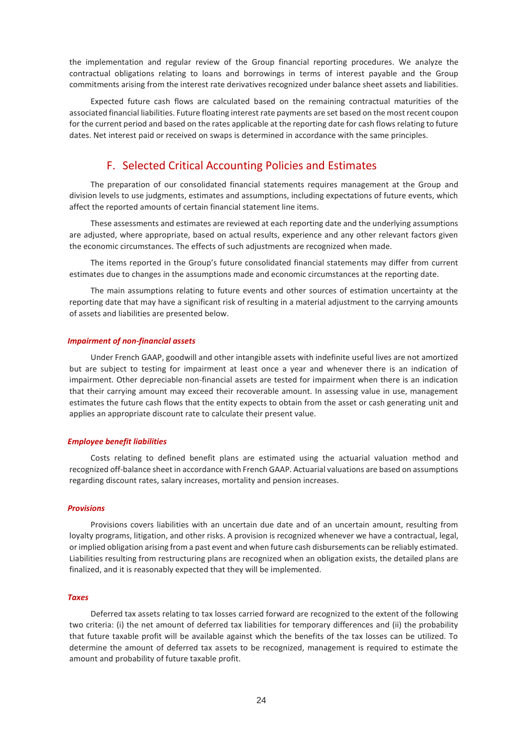the implementation and regular review of the Group financial reporting procedures. We analyze the contractual obligations relating to loans and borrowings in terms of interest payable and the Group commitments arising from the interest rate derivatives recognized under balance sheet assets and liabilities.

Expected future cash flows are calculated based on the remaining contractual maturities of the associated financial liabilities. Future floating interest rate payments are set based on the most recent coupon for the current period and based on the rates applicable at the reporting date for cash flows relating to future dates. Net interest paid or received on swaps is determined in accordance with the same principles.

## F. Selected Critical Accounting Policies and Estimates

The preparation of our consolidated financial statements requires management at the Group and division levels to use judgments, estimates and assumptions, including expectations of future events, which affect the reported amounts of certain financial statement line items.

These assessments and estimates are reviewed at each reporting date and the underlying assumptions are adjusted, where appropriate, based on actual results, experience and any other relevant factors given the economic circumstances. The effects of such adjustments are recognized when made.

The items reported in the Group's future consolidated financial statements may differ from current estimates due to changes in the assumptions made and economic circumstances at the reporting date.

The main assumptions relating to future events and other sources of estimation uncertainty at the reporting date that may have a significant risk of resulting in a material adjustment to the carrying amounts of assets and liabilities are presented below.

#### *Impairment of non-financial assets*

Under French GAAP, goodwill and other intangible assets with indefinite useful lives are not amortized but are subject to testing for impairment at least once a year and whenever there is an indication of impairment. Other depreciable non-financial assets are tested for impairment when there is an indication that their carrying amount may exceed their recoverable amount. In assessing value in use, management estimates the future cash flows that the entity expects to obtain from the asset or cash generating unit and applies an appropriate discount rate to calculate their present value.

#### *Employee benefit liabilities*

Costs relating to defined benefit plans are estimated using the actuarial valuation method and recognized off-balance sheet in accordance with French GAAP. Actuarial valuations are based on assumptions regarding discount rates, salary increases, mortality and pension increases.

#### *Provisions*

Provisions covers liabilities with an uncertain due date and of an uncertain amount, resulting from loyalty programs, litigation, and other risks. A provision is recognized whenever we have a contractual, legal, or implied obligation arising from a past event and when future cash disbursements can be reliably estimated. Liabilities resulting from restructuring plans are recognized when an obligation exists, the detailed plans are finalized, and it is reasonably expected that they will be implemented.

#### *Taxes*

Deferred tax assets relating to tax losses carried forward are recognized to the extent of the following two criteria: (i) the net amount of deferred tax liabilities for temporary differences and (ii) the probability that future taxable profit will be available against which the benefits of the tax losses can be utilized. To determine the amount of deferred tax assets to be recognized, management is required to estimate the amount and probability of future taxable profit.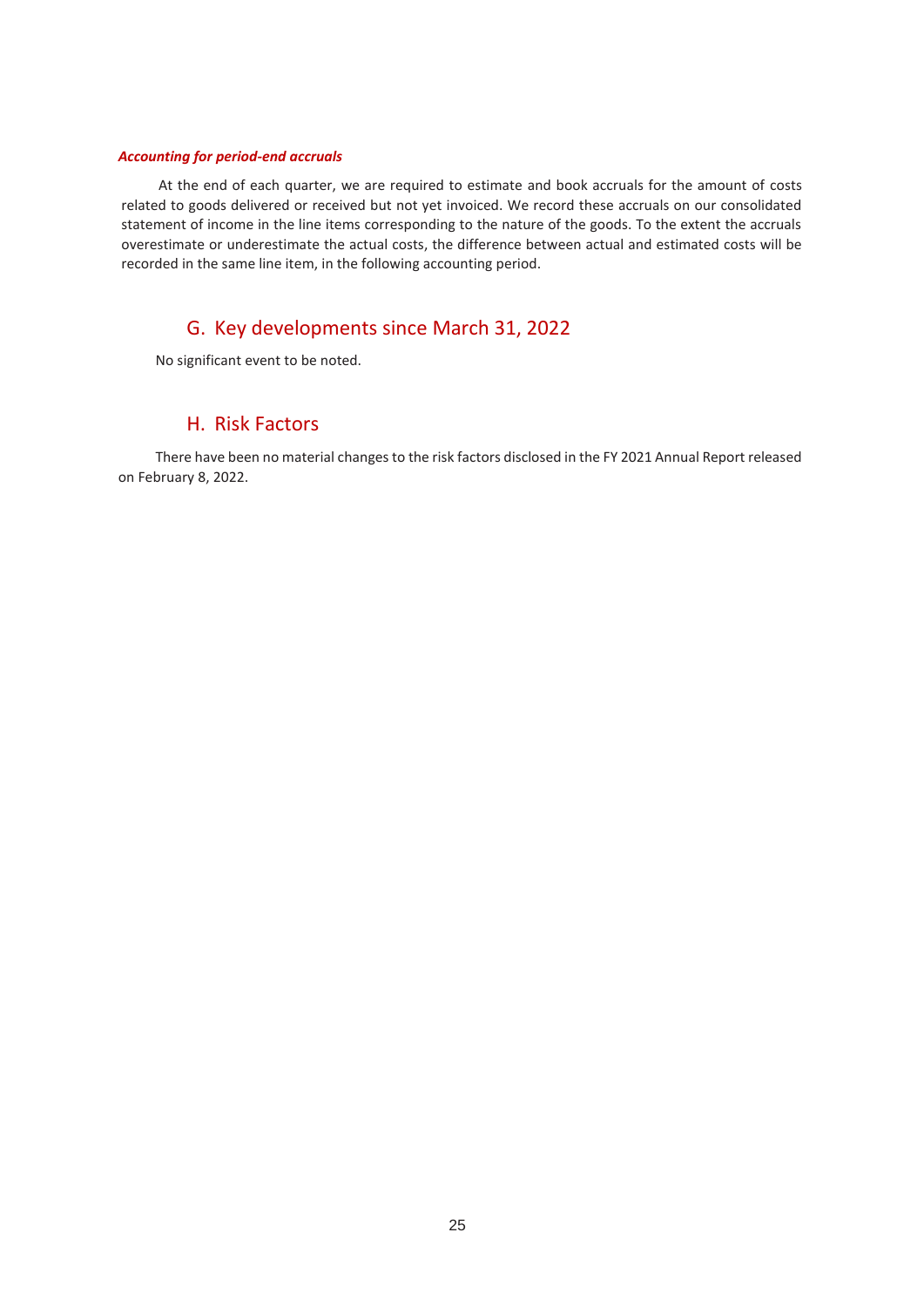***Accounting for period-end accruals***

At the end of each quarter, we are required to estimate and book accruals for the amount of costs related to goods delivered or received but not yet invoiced. We record these accruals on our consolidated statement of income in the line items corresponding to the nature of the goods. To the extent the accruals overestimate or underestimate the actual costs, the difference between actual and estimated costs will be recorded in the same line item, in the following accounting period.

## G. Key developments since March 31, 2022

No significant event to be noted.

## H. Risk Factors

There have been no material changes to the risk factors disclosed in the FY 2021 Annual Report released on February 8, 2022.